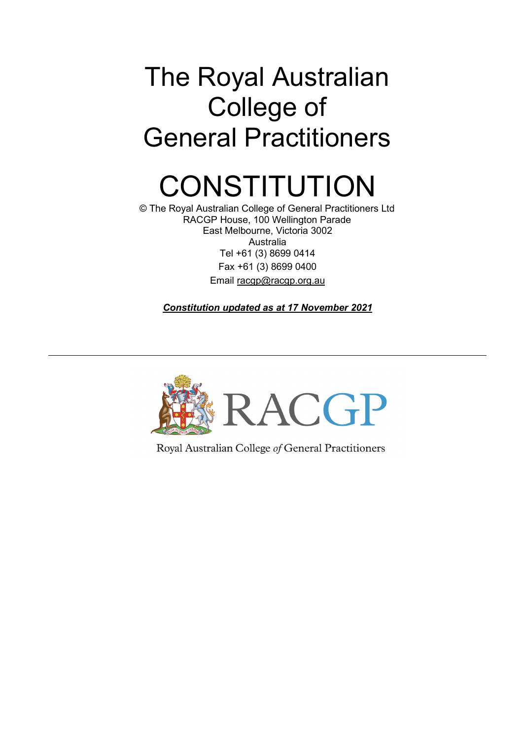# The Royal Australian College of General Practitioners

# CONSTITUTION

© The Royal Australian College of General Practitioners Ltd
RACGP House, 100 Wellington Parade
East Melbourne, Victoria 3002
Australia
Tel +61 (3) 8699 0414
Fax +61 (3) 8699 0400
Email racgp@racgp.org.au

***Constitution updated as at 17 November 2021***

---

RACGP

Royal Australian College *of* General Practitioners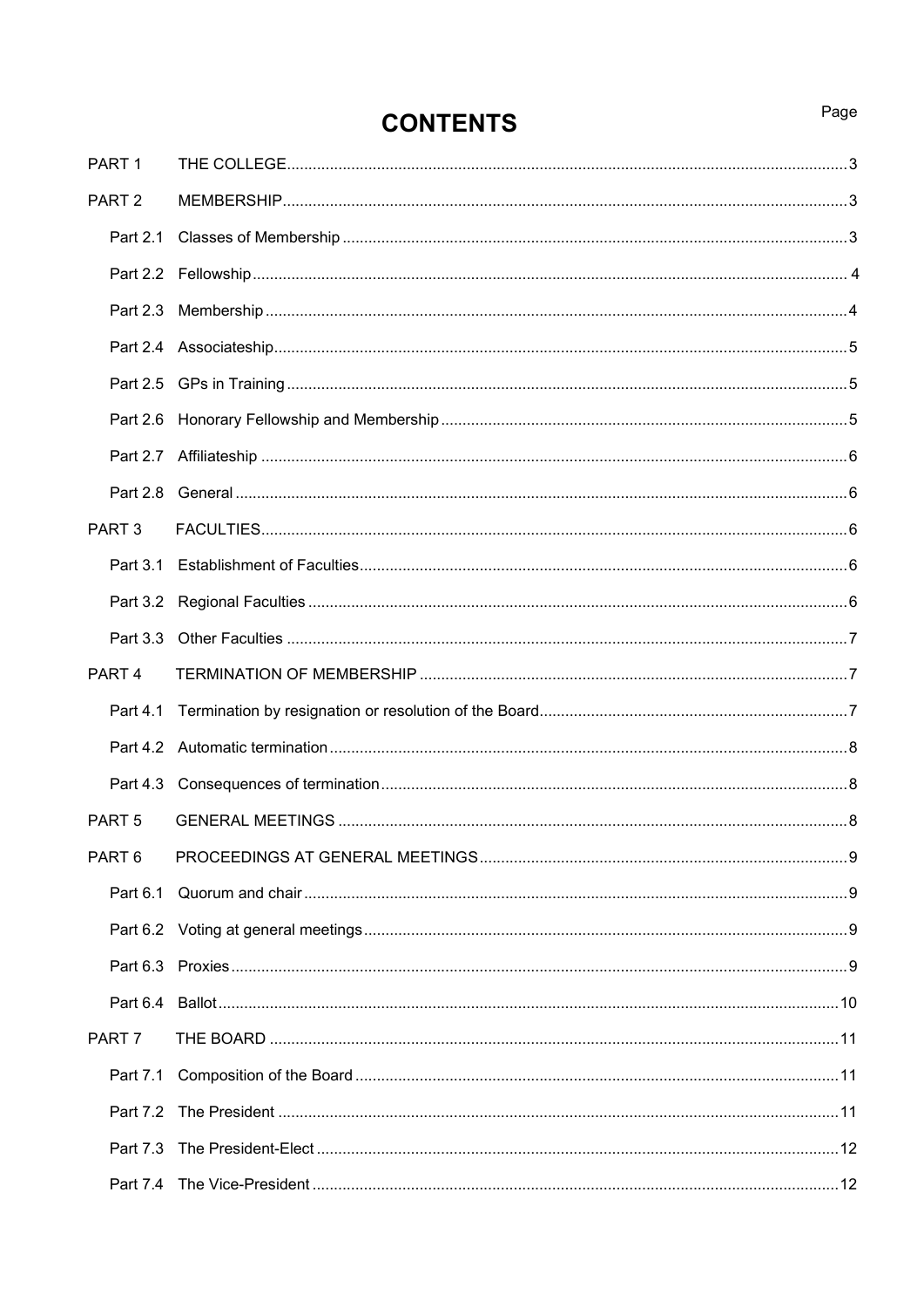# CONTENTS

| | | Page |
|---|---|---|
| PART 1 | THE COLLEGE | 3 |
| PART 2 | MEMBERSHIP | 3 |
| Part 2.1 | Classes of Membership | 3 |
| Part 2.2 | Fellowship | 4 |
| Part 2.3 | Membership | 4 |
| Part 2.4 | Associateship | 5 |
| Part 2.5 | GPs in Training | 5 |
| Part 2.6 | Honorary Fellowship and Membership | 5 |
| Part 2.7 | Affiliateship | 6 |
| Part 2.8 | General | 6 |
| PART 3 | FACULTIES | 6 |
| Part 3.1 | Establishment of Faculties | 6 |
| Part 3.2 | Regional Faculties | 6 |
| Part 3.3 | Other Faculties | 7 |
| PART 4 | TERMINATION OF MEMBERSHIP | 7 |
| Part 4.1 | Termination by resignation or resolution of the Board | 7 |
| Part 4.2 | Automatic termination | 8 |
| Part 4.3 | Consequences of termination | 8 |
| PART 5 | GENERAL MEETINGS | 8 |
| PART 6 | PROCEEDINGS AT GENERAL MEETINGS | 9 |
| Part 6.1 | Quorum and chair | 9 |
| Part 6.2 | Voting at general meetings | 9 |
| Part 6.3 | Proxies | 9 |
| Part 6.4 | Ballot | 10 |
| PART 7 | THE BOARD | 11 |
| Part 7.1 | Composition of the Board | 11 |
| Part 7.2 | The President | 11 |
| Part 7.3 | The President-Elect | 12 |
| Part 7.4 | The Vice-President | 12 |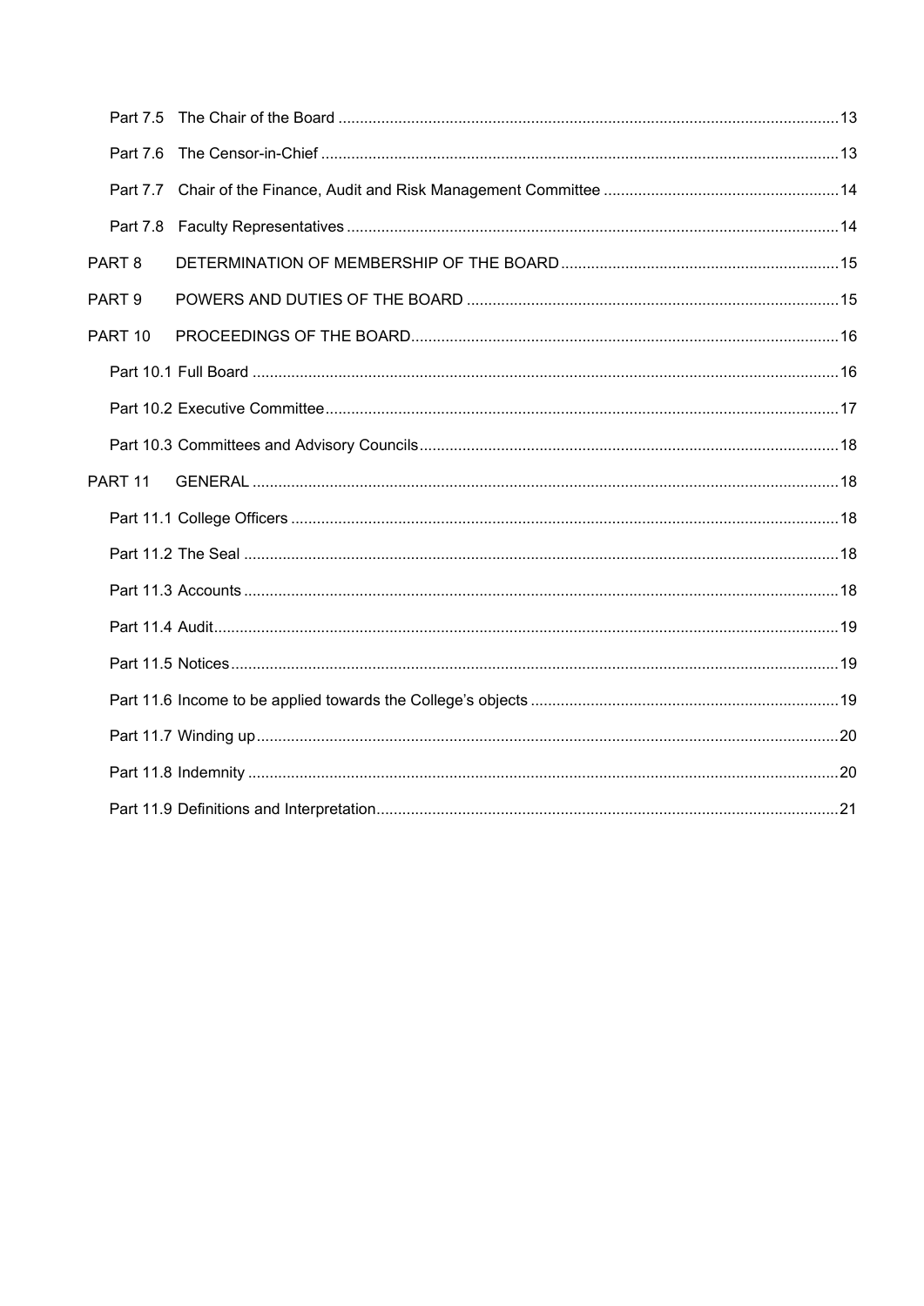Part 7.5 The Chair of the Board ....................................................................................................................13

Part 7.6 The Censor-in-Chief ........................................................................................................................13

Part 7.7 Chair of the Finance, Audit and Risk Management Committee ......................................................14

Part 7.8 Faculty Representatives ..................................................................................................................14

PART 8 DETERMINATION OF MEMBERSHIP OF THE BOARD ................................................................15

PART 9 POWERS AND DUTIES OF THE BOARD ......................................................................................15

PART 10 PROCEEDINGS OF THE BOARD..................................................................................................16

Part 10.1 Full Board .......................................................................................................................................16

Part 10.2 Executive Committee......................................................................................................................17

Part 10.3 Committees and Advisory Councils................................................................................................18

PART 11 GENERAL .......................................................................................................................................18

Part 11.1 College Officers ..............................................................................................................................18

Part 11.2 The Seal .........................................................................................................................................18

Part 11.3 Accounts .........................................................................................................................................18

Part 11.4 Audit................................................................................................................................................19

Part 11.5 Notices............................................................................................................................................19

Part 11.6 Income to be applied towards the College's objects .......................................................................19

Part 11.7 Winding up......................................................................................................................................20

Part 11.8 Indemnity ........................................................................................................................................20

Part 11.9 Definitions and Interpretation...........................................................................................................21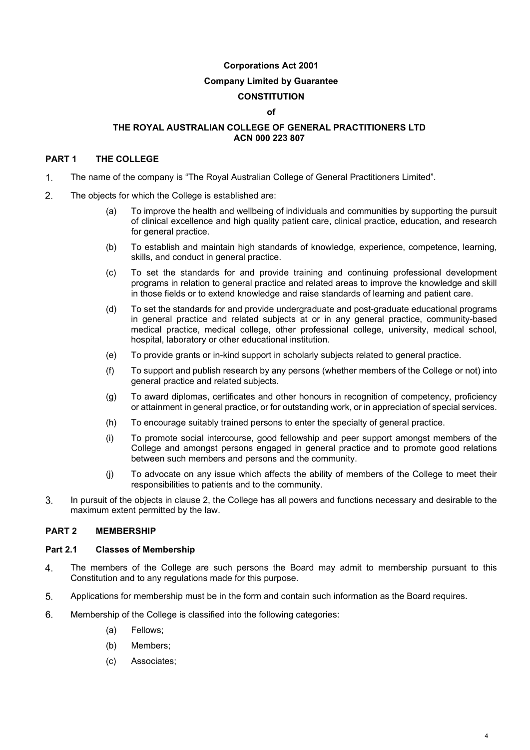**Corporations Act 2001**

**Company Limited by Guarantee**

**CONSTITUTION**

**of**

**THE ROYAL AUSTRALIAN COLLEGE OF GENERAL PRACTITIONERS LTD**
**ACN 000 223 807**

## PART 1 THE COLLEGE

1. The name of the company is "The Royal Australian College of General Practitioners Limited".

2. The objects for which the College is established are:

   (a) To improve the health and wellbeing of individuals and communities by supporting the pursuit of clinical excellence and high quality patient care, clinical practice, education, and research for general practice.

   (b) To establish and maintain high standards of knowledge, experience, competence, learning, skills, and conduct in general practice.

   (c) To set the standards for and provide training and continuing professional development programs in relation to general practice and related areas to improve the knowledge and skill in those fields or to extend knowledge and raise standards of learning and patient care.

   (d) To set the standards for and provide undergraduate and post-graduate educational programs in general practice and related subjects at or in any general practice, community-based medical practice, medical college, other professional college, university, medical school, hospital, laboratory or other educational institution.

   (e) To provide grants or in-kind support in scholarly subjects related to general practice.

   (f) To support and publish research by any persons (whether members of the College or not) into general practice and related subjects.

   (g) To award diplomas, certificates and other honours in recognition of competency, proficiency or attainment in general practice, or for outstanding work, or in appreciation of special services.

   (h) To encourage suitably trained persons to enter the specialty of general practice.

   (i) To promote social intercourse, good fellowship and peer support amongst members of the College and amongst persons engaged in general practice and to promote good relations between such members and persons and the community.

   (j) To advocate on any issue which affects the ability of members of the College to meet their responsibilities to patients and to the community.

3. In pursuit of the objects in clause 2, the College has all powers and functions necessary and desirable to the maximum extent permitted by the law.

## PART 2 MEMBERSHIP

### Part 2.1 Classes of Membership

4. The members of the College are such persons the Board may admit to membership pursuant to this Constitution and to any regulations made for this purpose.

5. Applications for membership must be in the form and contain such information as the Board requires.

6. Membership of the College is classified into the following categories:

   (a) Fellows;

   (b) Members;

   (c) Associates;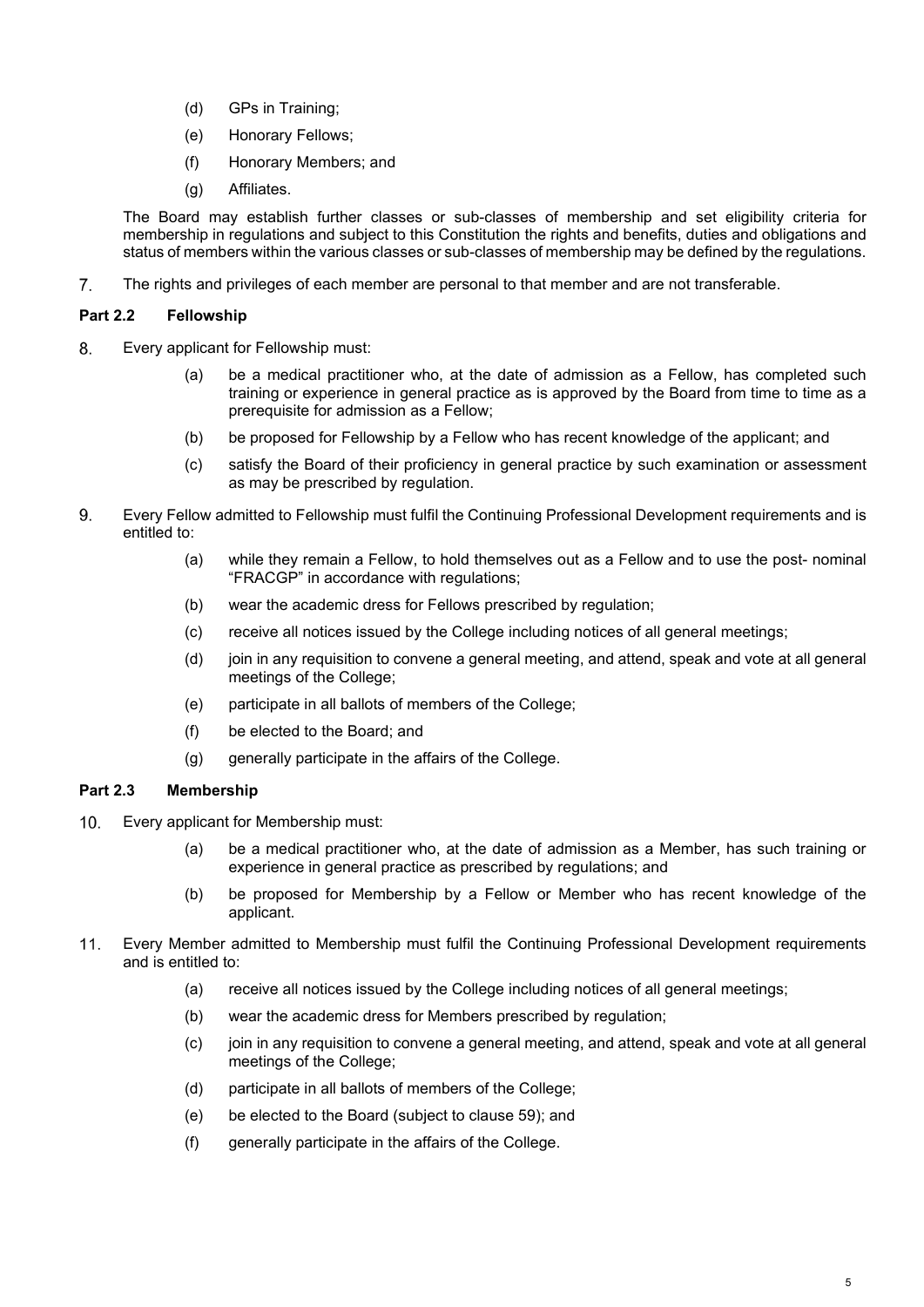(d) GPs in Training;

(e) Honorary Fellows;

(f) Honorary Members; and

(g) Affiliates.

The Board may establish further classes or sub-classes of membership and set eligibility criteria for membership in regulations and subject to this Constitution the rights and benefits, duties and obligations and status of members within the various classes or sub-classes of membership may be defined by the regulations.

7. The rights and privileges of each member are personal to that member and are not transferable.

### Part 2.2 Fellowship

8. Every applicant for Fellowship must:

   (a) be a medical practitioner who, at the date of admission as a Fellow, has completed such training or experience in general practice as is approved by the Board from time to time as a prerequisite for admission as a Fellow;

   (b) be proposed for Fellowship by a Fellow who has recent knowledge of the applicant; and

   (c) satisfy the Board of their proficiency in general practice by such examination or assessment as may be prescribed by regulation.

9. Every Fellow admitted to Fellowship must fulfil the Continuing Professional Development requirements and is entitled to:

   (a) while they remain a Fellow, to hold themselves out as a Fellow and to use the post- nominal "FRACGP" in accordance with regulations;

   (b) wear the academic dress for Fellows prescribed by regulation;

   (c) receive all notices issued by the College including notices of all general meetings;

   (d) join in any requisition to convene a general meeting, and attend, speak and vote at all general meetings of the College;

   (e) participate in all ballots of members of the College;

   (f) be elected to the Board; and

   (g) generally participate in the affairs of the College.

### Part 2.3 Membership

10. Every applicant for Membership must:

    (a) be a medical practitioner who, at the date of admission as a Member, has such training or experience in general practice as prescribed by regulations; and

    (b) be proposed for Membership by a Fellow or Member who has recent knowledge of the applicant.

11. Every Member admitted to Membership must fulfil the Continuing Professional Development requirements and is entitled to:

    (a) receive all notices issued by the College including notices of all general meetings;

    (b) wear the academic dress for Members prescribed by regulation;

    (c) join in any requisition to convene a general meeting, and attend, speak and vote at all general meetings of the College;

    (d) participate in all ballots of members of the College;

    (e) be elected to the Board (subject to clause 59); and

    (f) generally participate in the affairs of the College.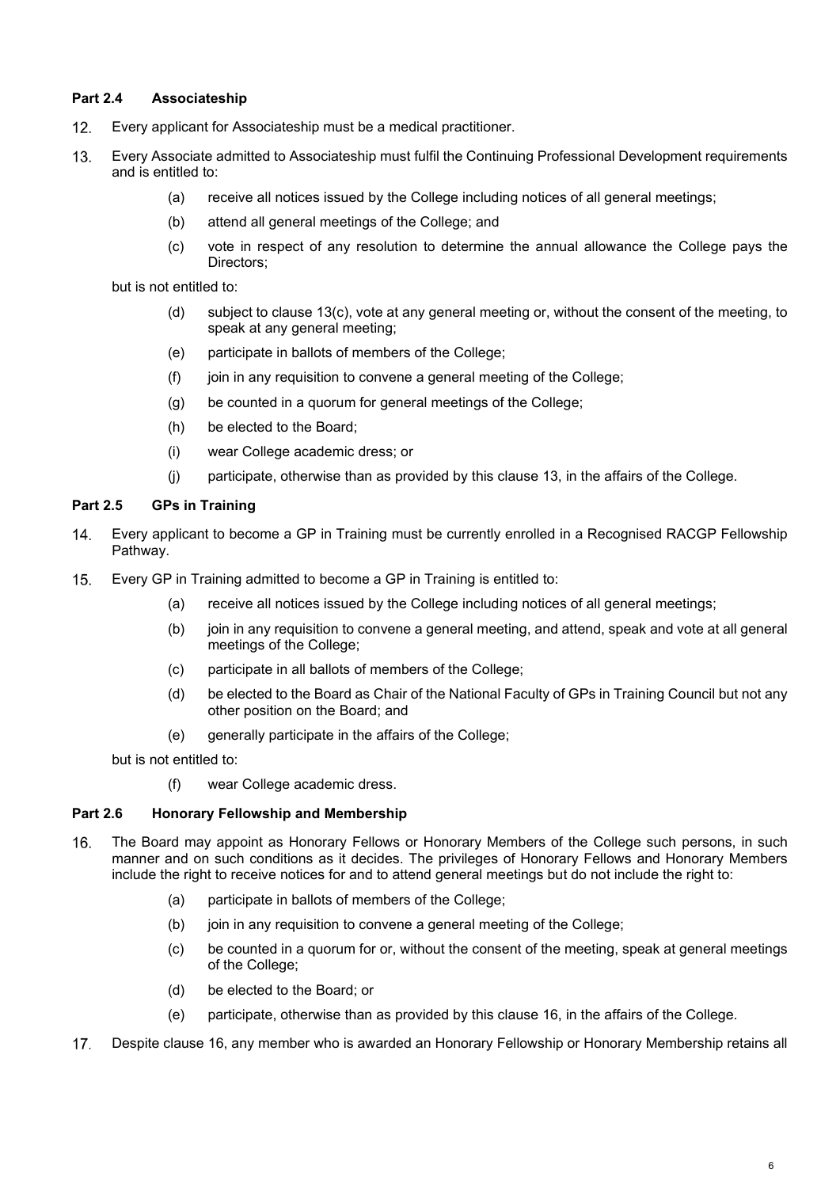### Part 2.4 Associateship

12. Every applicant for Associateship must be a medical practitioner.

13. Every Associate admitted to Associateship must fulfil the Continuing Professional Development requirements and is entitled to:

    (a) receive all notices issued by the College including notices of all general meetings;

    (b) attend all general meetings of the College; and

    (c) vote in respect of any resolution to determine the annual allowance the College pays the Directors;

    but is not entitled to:

    (d) subject to clause 13(c), vote at any general meeting or, without the consent of the meeting, to speak at any general meeting;

    (e) participate in ballots of members of the College;

    (f) join in any requisition to convene a general meeting of the College;

    (g) be counted in a quorum for general meetings of the College;

    (h) be elected to the Board;

    (i) wear College academic dress; or

    (j) participate, otherwise than as provided by this clause 13, in the affairs of the College.

### Part 2.5 GPs in Training

14. Every applicant to become a GP in Training must be currently enrolled in a Recognised RACGP Fellowship Pathway.

15. Every GP in Training admitted to become a GP in Training is entitled to:

    (a) receive all notices issued by the College including notices of all general meetings;

    (b) join in any requisition to convene a general meeting, and attend, speak and vote at all general meetings of the College;

    (c) participate in all ballots of members of the College;

    (d) be elected to the Board as Chair of the National Faculty of GPs in Training Council but not any other position on the Board; and

    (e) generally participate in the affairs of the College;

    but is not entitled to:

    (f) wear College academic dress.

### Part 2.6 Honorary Fellowship and Membership

16. The Board may appoint as Honorary Fellows or Honorary Members of the College such persons, in such manner and on such conditions as it decides. The privileges of Honorary Fellows and Honorary Members include the right to receive notices for and to attend general meetings but do not include the right to:

    (a) participate in ballots of members of the College;

    (b) join in any requisition to convene a general meeting of the College;

    (c) be counted in a quorum for or, without the consent of the meeting, speak at general meetings of the College;

    (d) be elected to the Board; or

    (e) participate, otherwise than as provided by this clause 16, in the affairs of the College.

17. Despite clause 16, any member who is awarded an Honorary Fellowship or Honorary Membership retains all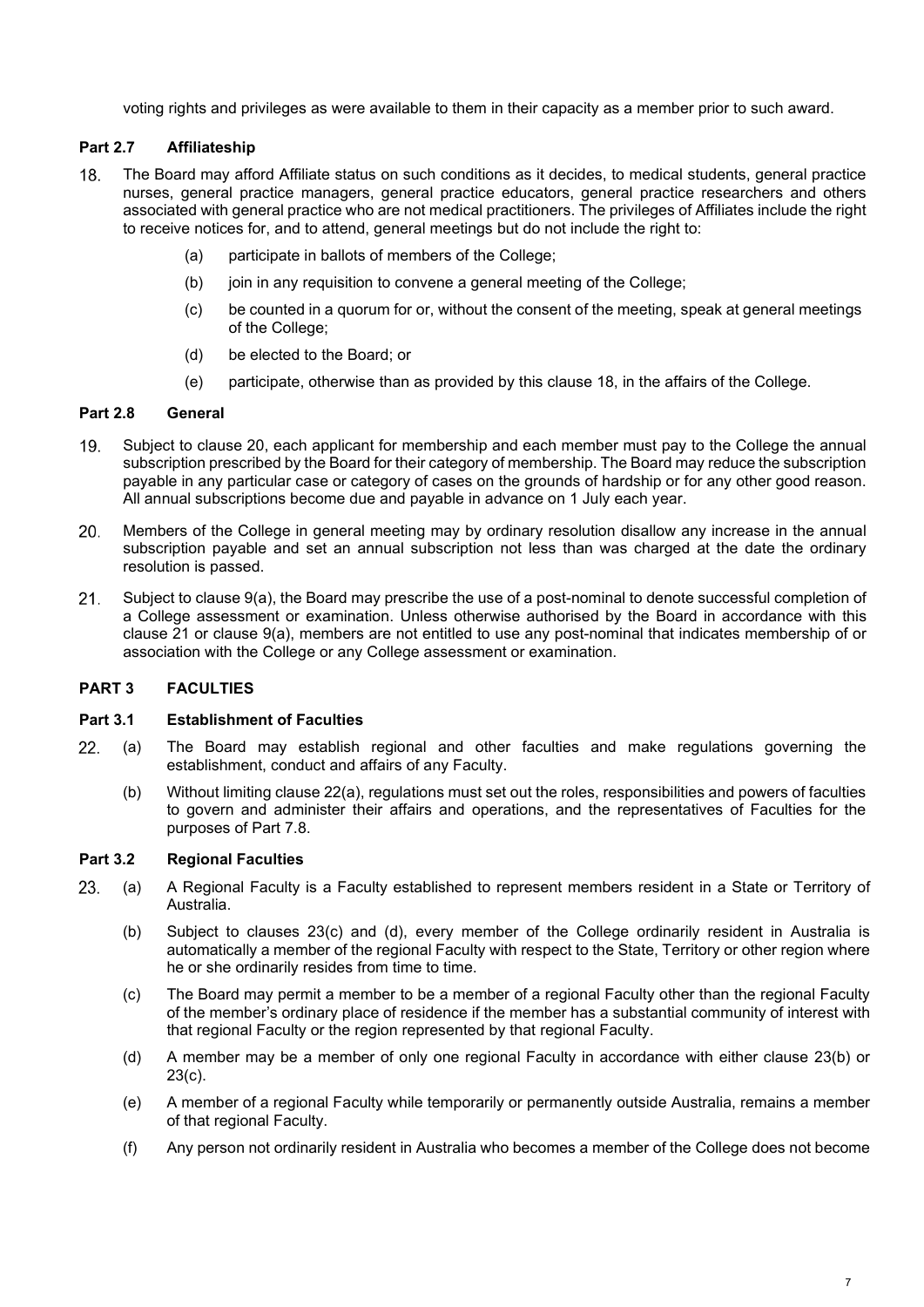voting rights and privileges as were available to them in their capacity as a member prior to such award.

### Part 2.7 Affiliateship

18. The Board may afford Affiliate status on such conditions as it decides, to medical students, general practice nurses, general practice managers, general practice educators, general practice researchers and others associated with general practice who are not medical practitioners. The privileges of Affiliates include the right to receive notices for, and to attend, general meetings but do not include the right to:

    (a) participate in ballots of members of the College;

    (b) join in any requisition to convene a general meeting of the College;

    (c) be counted in a quorum for or, without the consent of the meeting, speak at general meetings of the College;

    (d) be elected to the Board; or

    (e) participate, otherwise than as provided by this clause 18, in the affairs of the College.

### Part 2.8 General

19. Subject to clause 20, each applicant for membership and each member must pay to the College the annual subscription prescribed by the Board for their category of membership. The Board may reduce the subscription payable in any particular case or category of cases on the grounds of hardship or for any other good reason. All annual subscriptions become due and payable in advance on 1 July each year.

20. Members of the College in general meeting may by ordinary resolution disallow any increase in the annual subscription payable and set an annual subscription not less than was charged at the date the ordinary resolution is passed.

21. Subject to clause 9(a), the Board may prescribe the use of a post-nominal to denote successful completion of a College assessment or examination. Unless otherwise authorised by the Board in accordance with this clause 21 or clause 9(a), members are not entitled to use any post-nominal that indicates membership of or association with the College or any College assessment or examination.

## PART 3 FACULTIES

### Part 3.1 Establishment of Faculties

22. (a) The Board may establish regional and other faculties and make regulations governing the establishment, conduct and affairs of any Faculty.

    (b) Without limiting clause 22(a), regulations must set out the roles, responsibilities and powers of faculties to govern and administer their affairs and operations, and the representatives of Faculties for the purposes of Part 7.8.

### Part 3.2 Regional Faculties

23. (a) A Regional Faculty is a Faculty established to represent members resident in a State or Territory of Australia.

    (b) Subject to clauses 23(c) and (d), every member of the College ordinarily resident in Australia is automatically a member of the regional Faculty with respect to the State, Territory or other region where he or she ordinarily resides from time to time.

    (c) The Board may permit a member to be a member of a regional Faculty other than the regional Faculty of the member's ordinary place of residence if the member has a substantial community of interest with that regional Faculty or the region represented by that regional Faculty.

    (d) A member may be a member of only one regional Faculty in accordance with either clause 23(b) or 23(c).

    (e) A member of a regional Faculty while temporarily or permanently outside Australia, remains a member of that regional Faculty.

    (f) Any person not ordinarily resident in Australia who becomes a member of the College does not become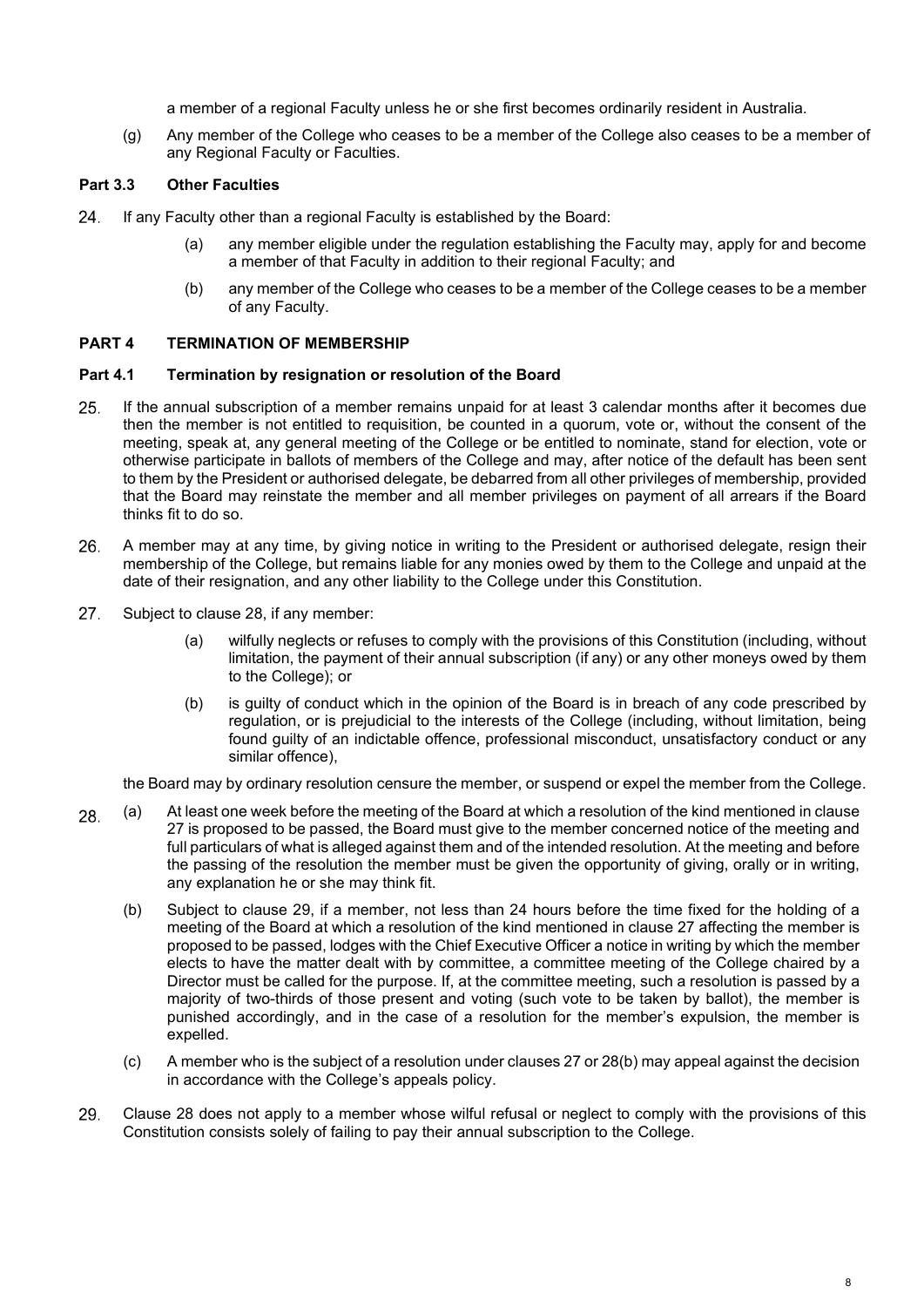a member of a regional Faculty unless he or she first becomes ordinarily resident in Australia.

(g) Any member of the College who ceases to be a member of the College also ceases to be a member of any Regional Faculty or Faculties.

### Part 3.3 Other Faculties

24. If any Faculty other than a regional Faculty is established by the Board:

    (a) any member eligible under the regulation establishing the Faculty may, apply for and become a member of that Faculty in addition to their regional Faculty; and

    (b) any member of the College who ceases to be a member of the College ceases to be a member of any Faculty.

## PART 4 TERMINATION OF MEMBERSHIP

### Part 4.1 Termination by resignation or resolution of the Board

25. If the annual subscription of a member remains unpaid for at least 3 calendar months after it becomes due then the member is not entitled to requisition, be counted in a quorum, vote or, without the consent of the meeting, speak at, any general meeting of the College or be entitled to nominate, stand for election, vote or otherwise participate in ballots of members of the College and may, after notice of the default has been sent to them by the President or authorised delegate, be debarred from all other privileges of membership, provided that the Board may reinstate the member and all member privileges on payment of all arrears if the Board thinks fit to do so.

26. A member may at any time, by giving notice in writing to the President or authorised delegate, resign their membership of the College, but remains liable for any monies owed by them to the College and unpaid at the date of their resignation, and any other liability to the College under this Constitution.

27. Subject to clause 28, if any member:

    (a) wilfully neglects or refuses to comply with the provisions of this Constitution (including, without limitation, the payment of their annual subscription (if any) or any other moneys owed by them to the College); or

    (b) is guilty of conduct which in the opinion of the Board is in breach of any code prescribed by regulation, or is prejudicial to the interests of the College (including, without limitation, being found guilty of an indictable offence, professional misconduct, unsatisfactory conduct or any similar offence),

    the Board may by ordinary resolution censure the member, or suspend or expel the member from the College.

28. (a) At least one week before the meeting of the Board at which a resolution of the kind mentioned in clause 27 is proposed to be passed, the Board must give to the member concerned notice of the meeting and full particulars of what is alleged against them and of the intended resolution. At the meeting and before the passing of the resolution the member must be given the opportunity of giving, orally or in writing, any explanation he or she may think fit.

    (b) Subject to clause 29, if a member, not less than 24 hours before the time fixed for the holding of a meeting of the Board at which a resolution of the kind mentioned in clause 27 affecting the member is proposed to be passed, lodges with the Chief Executive Officer a notice in writing by which the member elects to have the matter dealt with by committee, a committee meeting of the College chaired by a Director must be called for the purpose. If, at the committee meeting, such a resolution is passed by a majority of two-thirds of those present and voting (such vote to be taken by ballot), the member is punished accordingly, and in the case of a resolution for the member's expulsion, the member is expelled.

    (c) A member who is the subject of a resolution under clauses 27 or 28(b) may appeal against the decision in accordance with the College's appeals policy.

29. Clause 28 does not apply to a member whose wilful refusal or neglect to comply with the provisions of this Constitution consists solely of failing to pay their annual subscription to the College.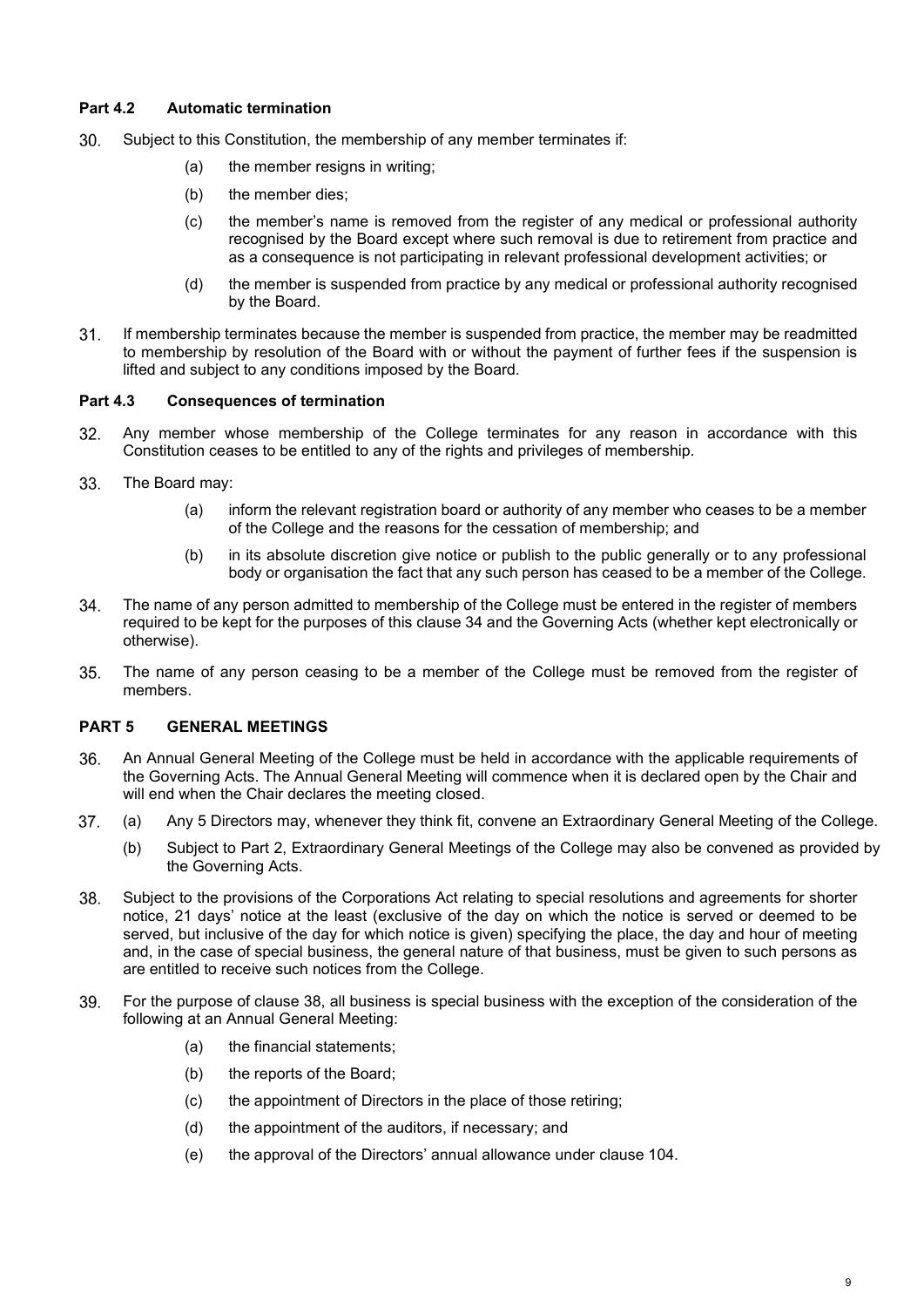### Part 4.2 Automatic termination

30. Subject to this Constitution, the membership of any member terminates if:

    (a) the member resigns in writing;

    (b) the member dies;

    (c) the member's name is removed from the register of any medical or professional authority recognised by the Board except where such removal is due to retirement from practice and as a consequence is not participating in relevant professional development activities; or

    (d) the member is suspended from practice by any medical or professional authority recognised by the Board.

31. If membership terminates because the member is suspended from practice, the member may be readmitted to membership by resolution of the Board with or without the payment of further fees if the suspension is lifted and subject to any conditions imposed by the Board.

### Part 4.3 Consequences of termination

32. Any member whose membership of the College terminates for any reason in accordance with this Constitution ceases to be entitled to any of the rights and privileges of membership.

33. The Board may:

    (a) inform the relevant registration board or authority of any member who ceases to be a member of the College and the reasons for the cessation of membership; and

    (b) in its absolute discretion give notice or publish to the public generally or to any professional body or organisation the fact that any such person has ceased to be a member of the College.

34. The name of any person admitted to membership of the College must be entered in the register of members required to be kept for the purposes of this clause 34 and the Governing Acts (whether kept electronically or otherwise).

35. The name of any person ceasing to be a member of the College must be removed from the register of members.

## PART 5 GENERAL MEETINGS

36. An Annual General Meeting of the College must be held in accordance with the applicable requirements of the Governing Acts. The Annual General Meeting will commence when it is declared open by the Chair and will end when the Chair declares the meeting closed.

37. (a) Any 5 Directors may, whenever they think fit, convene an Extraordinary General Meeting of the College.

    (b) Subject to Part 2, Extraordinary General Meetings of the College may also be convened as provided by the Governing Acts.

38. Subject to the provisions of the Corporations Act relating to special resolutions and agreements for shorter notice, 21 days' notice at the least (exclusive of the day on which the notice is served or deemed to be served, but inclusive of the day for which notice is given) specifying the place, the day and hour of meeting and, in the case of special business, the general nature of that business, must be given to such persons as are entitled to receive such notices from the College.

39. For the purpose of clause 38, all business is special business with the exception of the consideration of the following at an Annual General Meeting:

    (a) the financial statements;

    (b) the reports of the Board;

    (c) the appointment of Directors in the place of those retiring;

    (d) the appointment of the auditors, if necessary; and

    (e) the approval of the Directors' annual allowance under clause 104.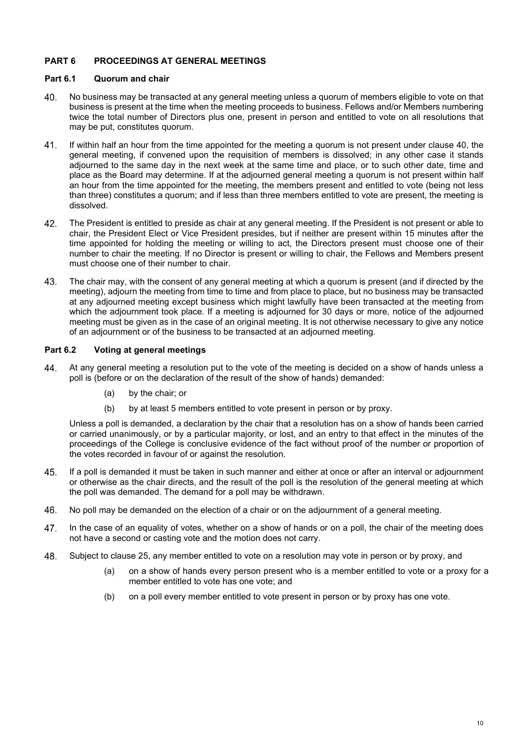## PART 6 PROCEEDINGS AT GENERAL MEETINGS

### Part 6.1 Quorum and chair

40. No business may be transacted at any general meeting unless a quorum of members eligible to vote on that business is present at the time when the meeting proceeds to business. Fellows and/or Members numbering twice the total number of Directors plus one, present in person and entitled to vote on all resolutions that may be put, constitutes quorum.

41. If within half an hour from the time appointed for the meeting a quorum is not present under clause 40, the general meeting, if convened upon the requisition of members is dissolved; in any other case it stands adjourned to the same day in the next week at the same time and place, or to such other date, time and place as the Board may determine. If at the adjourned general meeting a quorum is not present within half an hour from the time appointed for the meeting, the members present and entitled to vote (being not less than three) constitutes a quorum; and if less than three members entitled to vote are present, the meeting is dissolved.

42. The President is entitled to preside as chair at any general meeting. If the President is not present or able to chair, the President Elect or Vice President presides, but if neither are present within 15 minutes after the time appointed for holding the meeting or willing to act, the Directors present must choose one of their number to chair the meeting. If no Director is present or willing to chair, the Fellows and Members present must choose one of their number to chair.

43. The chair may, with the consent of any general meeting at which a quorum is present (and if directed by the meeting), adjourn the meeting from time to time and from place to place, but no business may be transacted at any adjourned meeting except business which might lawfully have been transacted at the meeting from which the adjournment took place. If a meeting is adjourned for 30 days or more, notice of the adjourned meeting must be given as in the case of an original meeting. It is not otherwise necessary to give any notice of an adjournment or of the business to be transacted at an adjourned meeting.

### Part 6.2 Voting at general meetings

44. At any general meeting a resolution put to the vote of the meeting is decided on a show of hands unless a poll is (before or on the declaration of the result of the show of hands) demanded:

    (a) by the chair; or

    (b) by at least 5 members entitled to vote present in person or by proxy.

    Unless a poll is demanded, a declaration by the chair that a resolution has on a show of hands been carried or carried unanimously, or by a particular majority, or lost, and an entry to that effect in the minutes of the proceedings of the College is conclusive evidence of the fact without proof of the number or proportion of the votes recorded in favour of or against the resolution.

45. If a poll is demanded it must be taken in such manner and either at once or after an interval or adjournment or otherwise as the chair directs, and the result of the poll is the resolution of the general meeting at which the poll was demanded. The demand for a poll may be withdrawn.

46. No poll may be demanded on the election of a chair or on the adjournment of a general meeting.

47. In the case of an equality of votes, whether on a show of hands or on a poll, the chair of the meeting does not have a second or casting vote and the motion does not carry.

48. Subject to clause 25, any member entitled to vote on a resolution may vote in person or by proxy, and

    (a) on a show of hands every person present who is a member entitled to vote or a proxy for a member entitled to vote has one vote; and

    (b) on a poll every member entitled to vote present in person or by proxy has one vote.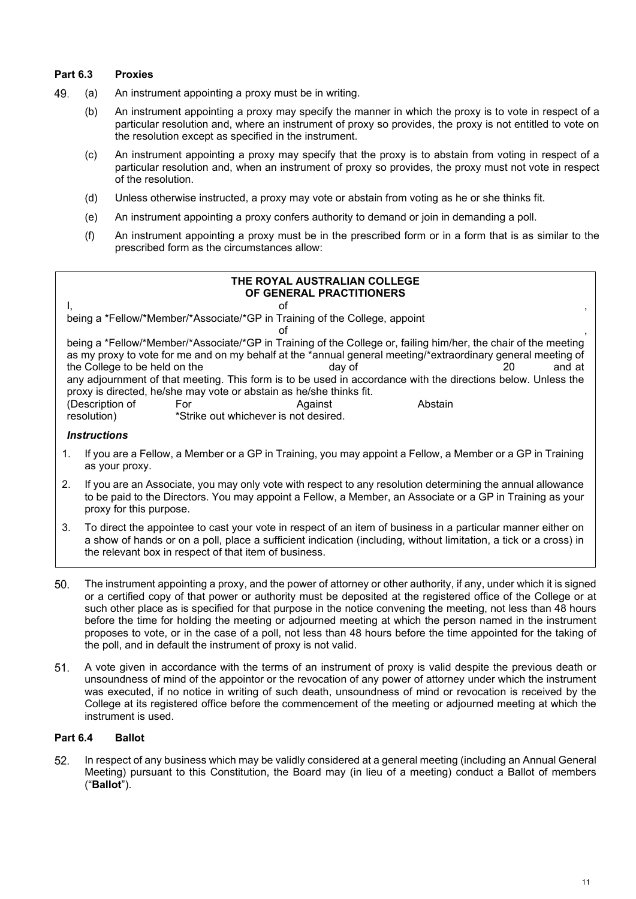### Part 6.3 Proxies

49. (a) An instrument appointing a proxy must be in writing.

    (b) An instrument appointing a proxy may specify the manner in which the proxy is to vote in respect of a particular resolution and, where an instrument of proxy so provides, the proxy is not entitled to vote on the resolution except as specified in the instrument.

    (c) An instrument appointing a proxy may specify that the proxy is to abstain from voting in respect of a particular resolution and, when an instrument of proxy so provides, the proxy must not vote in respect of the resolution.

    (d) Unless otherwise instructed, a proxy may vote or abstain from voting as he or she thinks fit.

    (e) An instrument appointing a proxy confers authority to demand or join in demanding a poll.

    (f) An instrument appointing a proxy must be in the prescribed form or in a form that is as similar to the prescribed form as the circumstances allow:

> **THE ROYAL AUSTRALIAN COLLEGE OF GENERAL PRACTITIONERS**
>
> I, &nbsp;&nbsp;&nbsp;&nbsp;&nbsp;&nbsp;&nbsp;&nbsp; of &nbsp;&nbsp;&nbsp;&nbsp;&nbsp;&nbsp;&nbsp;&nbsp; ,
> being a *Fellow/*Member/*Associate/*GP in Training of the College, appoint
> &nbsp;&nbsp;&nbsp;&nbsp;&nbsp;&nbsp;&nbsp;&nbsp; of &nbsp;&nbsp;&nbsp;&nbsp;&nbsp;&nbsp;&nbsp;&nbsp; ,
> being a *Fellow/*Member/*Associate/*GP in Training of the College or, failing him/her, the chair of the meeting as my proxy to vote for me and on my behalf at the *annual general meeting/*extraordinary general meeting of the College to be held on the &nbsp;&nbsp;&nbsp;&nbsp; day of &nbsp;&nbsp;&nbsp;&nbsp; 20 &nbsp;&nbsp;&nbsp;&nbsp; and at any adjournment of that meeting. This form is to be used in accordance with the directions below. Unless the proxy is directed, he/she may vote or abstain as he/she thinks fit.
>
> | (Description of resolution) | For | Against | Abstain |
> |---|---|---|---|
>
> *Strike out whichever is not desired.
>
> ***Instructions***
>
> 1. If you are a Fellow, a Member or a GP in Training, you may appoint a Fellow, a Member or a GP in Training as your proxy.
> 2. If you are an Associate, you may only vote with respect to any resolution determining the annual allowance to be paid to the Directors. You may appoint a Fellow, a Member, an Associate or a GP in Training as your proxy for this purpose.
> 3. To direct the appointee to cast your vote in respect of an item of business in a particular manner either on a show of hands or on a poll, place a sufficient indication (including, without limitation, a tick or a cross) in the relevant box in respect of that item of business.

50. The instrument appointing a proxy, and the power of attorney or other authority, if any, under which it is signed or a certified copy of that power or authority must be deposited at the registered office of the College or at such other place as is specified for that purpose in the notice convening the meeting, not less than 48 hours before the time for holding the meeting or adjourned meeting at which the person named in the instrument proposes to vote, or in the case of a poll, not less than 48 hours before the time appointed for the taking of the poll, and in default the instrument of proxy is not valid.

51. A vote given in accordance with the terms of an instrument of proxy is valid despite the previous death or unsoundness of mind of the appointor or the revocation of any power of attorney under which the instrument was executed, if no notice in writing of such death, unsoundness of mind or revocation is received by the College at its registered office before the commencement of the meeting or adjourned meeting at which the instrument is used.

### Part 6.4 Ballot

52. In respect of any business which may be validly considered at a general meeting (including an Annual General Meeting) pursuant to this Constitution, the Board may (in lieu of a meeting) conduct a Ballot of members ("**Ballot**").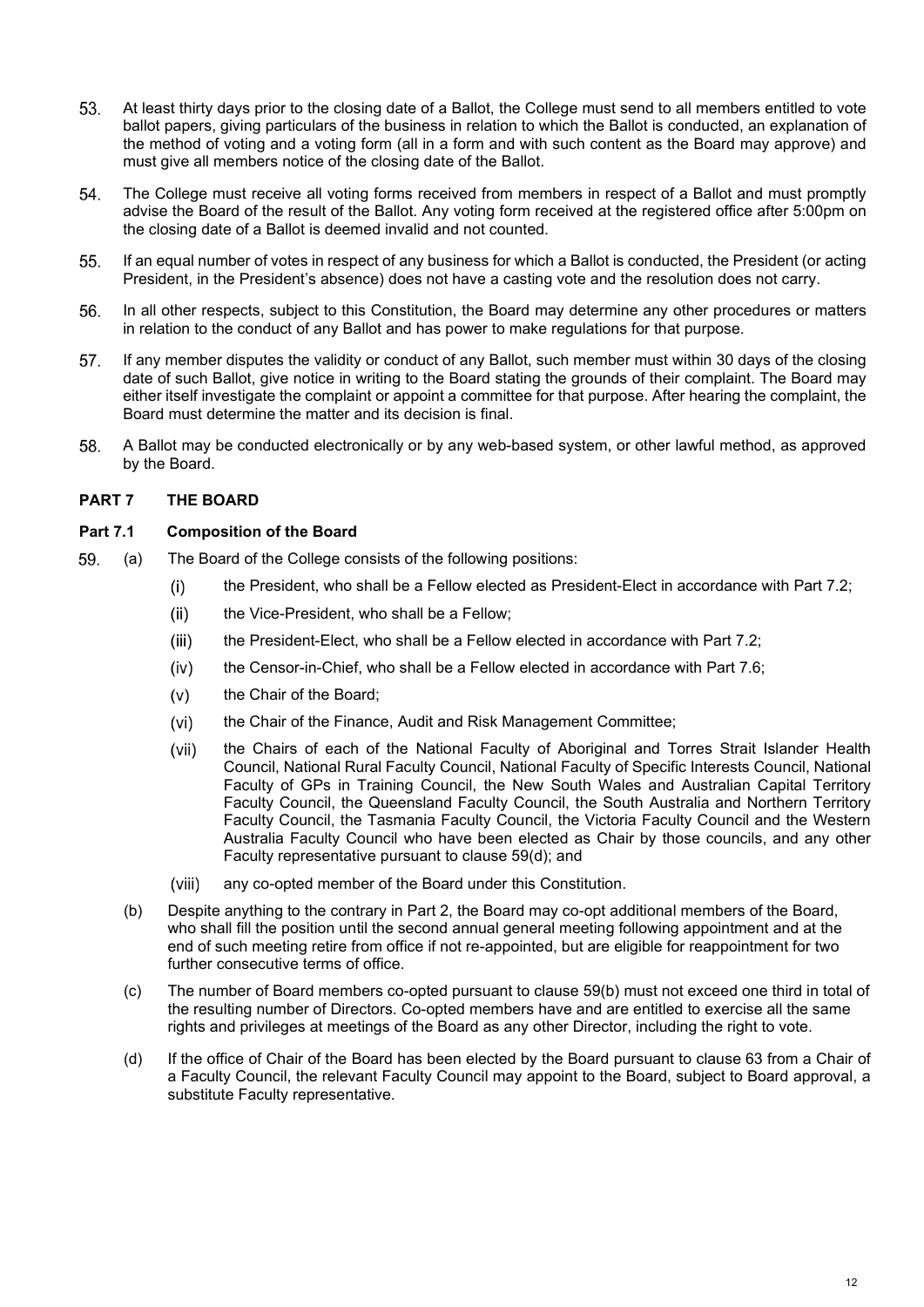53. At least thirty days prior to the closing date of a Ballot, the College must send to all members entitled to vote ballot papers, giving particulars of the business in relation to which the Ballot is conducted, an explanation of the method of voting and a voting form (all in a form and with such content as the Board may approve) and must give all members notice of the closing date of the Ballot.

54. The College must receive all voting forms received from members in respect of a Ballot and must promptly advise the Board of the result of the Ballot. Any voting form received at the registered office after 5:00pm on the closing date of a Ballot is deemed invalid and not counted.

55. If an equal number of votes in respect of any business for which a Ballot is conducted, the President (or acting President, in the President's absence) does not have a casting vote and the resolution does not carry.

56. In all other respects, subject to this Constitution, the Board may determine any other procedures or matters in relation to the conduct of any Ballot and has power to make regulations for that purpose.

57. If any member disputes the validity or conduct of any Ballot, such member must within 30 days of the closing date of such Ballot, give notice in writing to the Board stating the grounds of their complaint. The Board may either itself investigate the complaint or appoint a committee for that purpose. After hearing the complaint, the Board must determine the matter and its decision is final.

58. A Ballot may be conducted electronically or by any web-based system, or other lawful method, as approved by the Board.

## PART 7 THE BOARD

### Part 7.1 Composition of the Board

59. (a) The Board of the College consists of the following positions:

    (i) the President, who shall be a Fellow elected as President-Elect in accordance with Part 7.2;

    (ii) the Vice-President, who shall be a Fellow;

    (iii) the President-Elect, who shall be a Fellow elected in accordance with Part 7.2;

    (iv) the Censor-in-Chief, who shall be a Fellow elected in accordance with Part 7.6;

    (v) the Chair of the Board;

    (vi) the Chair of the Finance, Audit and Risk Management Committee;

    (vii) the Chairs of each of the National Faculty of Aboriginal and Torres Strait Islander Health Council, National Rural Faculty Council, National Faculty of Specific Interests Council, National Faculty of GPs in Training Council, the New South Wales and Australian Capital Territory Faculty Council, the Queensland Faculty Council, the South Australia and Northern Territory Faculty Council, the Tasmania Faculty Council, the Victoria Faculty Council and the Western Australia Faculty Council who have been elected as Chair by those councils, and any other Faculty representative pursuant to clause 59(d); and

    (viii) any co-opted member of the Board under this Constitution.

    (b) Despite anything to the contrary in Part 2, the Board may co-opt additional members of the Board, who shall fill the position until the second annual general meeting following appointment and at the end of such meeting retire from office if not re-appointed, but are eligible for reappointment for two further consecutive terms of office.

    (c) The number of Board members co-opted pursuant to clause 59(b) must not exceed one third in total of the resulting number of Directors. Co-opted members have and are entitled to exercise all the same rights and privileges at meetings of the Board as any other Director, including the right to vote.

    (d) If the office of Chair of the Board has been elected by the Board pursuant to clause 63 from a Chair of a Faculty Council, the relevant Faculty Council may appoint to the Board, subject to Board approval, a substitute Faculty representative.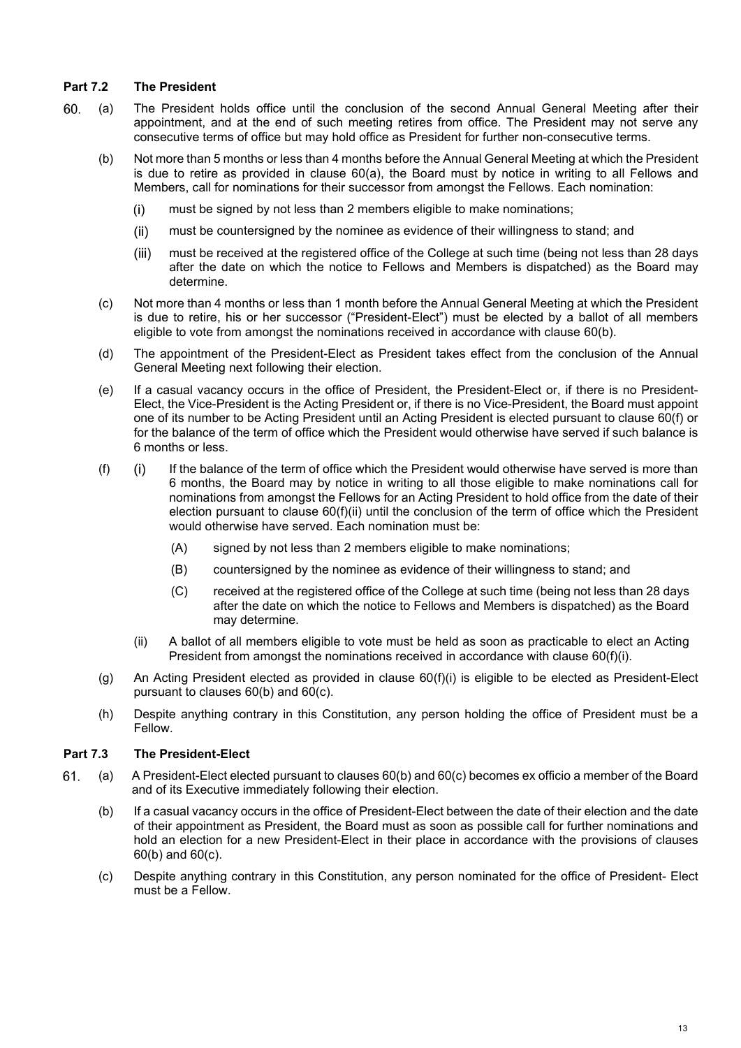### Part 7.2 The President

60. (a) The President holds office until the conclusion of the second Annual General Meeting after their appointment, and at the end of such meeting retires from office. The President may not serve any consecutive terms of office but may hold office as President for further non-consecutive terms.

    (b) Not more than 5 months or less than 4 months before the Annual General Meeting at which the President is due to retire as provided in clause 60(a), the Board must by notice in writing to all Fellows and Members, call for nominations for their successor from amongst the Fellows. Each nomination:

    (i) must be signed by not less than 2 members eligible to make nominations;

    (ii) must be countersigned by the nominee as evidence of their willingness to stand; and

    (iii) must be received at the registered office of the College at such time (being not less than 28 days after the date on which the notice to Fellows and Members is dispatched) as the Board may determine.

    (c) Not more than 4 months or less than 1 month before the Annual General Meeting at which the President is due to retire, his or her successor ("President-Elect") must be elected by a ballot of all members eligible to vote from amongst the nominations received in accordance with clause 60(b).

    (d) The appointment of the President-Elect as President takes effect from the conclusion of the Annual General Meeting next following their election.

    (e) If a casual vacancy occurs in the office of President, the President-Elect or, if there is no President-Elect, the Vice-President is the Acting President or, if there is no Vice-President, the Board must appoint one of its number to be Acting President until an Acting President is elected pursuant to clause 60(f) or for the balance of the term of office which the President would otherwise have served if such balance is 6 months or less.

    (f) (i) If the balance of the term of office which the President would otherwise have served is more than 6 months, the Board may by notice in writing to all those eligible to make nominations call for nominations from amongst the Fellows for an Acting President to hold office from the date of their election pursuant to clause 60(f)(ii) until the conclusion of the term of office which the President would otherwise have served. Each nomination must be:

    (A) signed by not less than 2 members eligible to make nominations;

    (B) countersigned by the nominee as evidence of their willingness to stand; and

    (C) received at the registered office of the College at such time (being not less than 28 days after the date on which the notice to Fellows and Members is dispatched) as the Board may determine.

    (ii) A ballot of all members eligible to vote must be held as soon as practicable to elect an Acting President from amongst the nominations received in accordance with clause 60(f)(i).

    (g) An Acting President elected as provided in clause 60(f)(i) is eligible to be elected as President-Elect pursuant to clauses 60(b) and 60(c).

    (h) Despite anything contrary in this Constitution, any person holding the office of President must be a Fellow.

### Part 7.3 The President-Elect

61. (a) A President-Elect elected pursuant to clauses 60(b) and 60(c) becomes ex officio a member of the Board and of its Executive immediately following their election.

    (b) If a casual vacancy occurs in the office of President-Elect between the date of their election and the date of their appointment as President, the Board must as soon as possible call for further nominations and hold an election for a new President-Elect in their place in accordance with the provisions of clauses 60(b) and 60(c).

    (c) Despite anything contrary in this Constitution, any person nominated for the office of President- Elect must be a Fellow.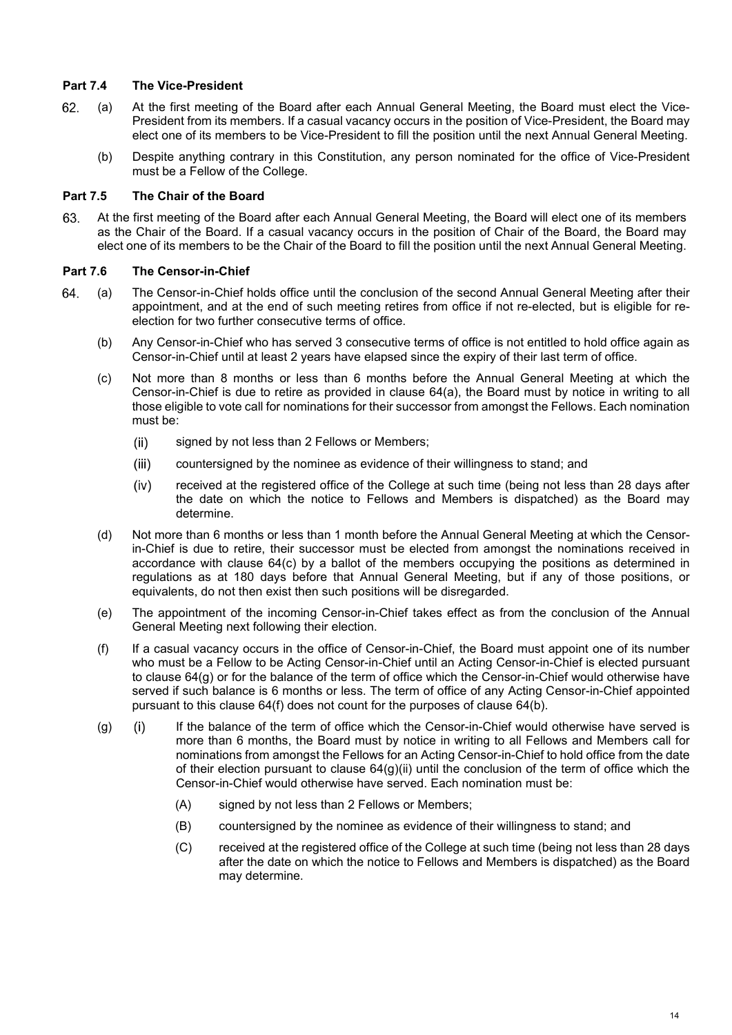### Part 7.4 The Vice-President

62. (a) At the first meeting of the Board after each Annual General Meeting, the Board must elect the Vice-President from its members. If a casual vacancy occurs in the position of Vice-President, the Board may elect one of its members to be Vice-President to fill the position until the next Annual General Meeting.

    (b) Despite anything contrary in this Constitution, any person nominated for the office of Vice-President must be a Fellow of the College.

### Part 7.5 The Chair of the Board

63. At the first meeting of the Board after each Annual General Meeting, the Board will elect one of its members as the Chair of the Board. If a casual vacancy occurs in the position of Chair of the Board, the Board may elect one of its members to be the Chair of the Board to fill the position until the next Annual General Meeting.

### Part 7.6 The Censor-in-Chief

64. (a) The Censor-in-Chief holds office until the conclusion of the second Annual General Meeting after their appointment, and at the end of such meeting retires from office if not re-elected, but is eligible for re-election for two further consecutive terms of office.

    (b) Any Censor-in-Chief who has served 3 consecutive terms of office is not entitled to hold office again as Censor-in-Chief until at least 2 years have elapsed since the expiry of their last term of office.

    (c) Not more than 8 months or less than 6 months before the Annual General Meeting at which the Censor-in-Chief is due to retire as provided in clause 64(a), the Board must by notice in writing to all those eligible to vote call for nominations for their successor from amongst the Fellows. Each nomination must be:

        (ii) signed by not less than 2 Fellows or Members;

        (iii) countersigned by the nominee as evidence of their willingness to stand; and

        (iv) received at the registered office of the College at such time (being not less than 28 days after the date on which the notice to Fellows and Members is dispatched) as the Board may determine.

    (d) Not more than 6 months or less than 1 month before the Annual General Meeting at which the Censor-in-Chief is due to retire, their successor must be elected from amongst the nominations received in accordance with clause 64(c) by a ballot of the members occupying the positions as determined in regulations as at 180 days before that Annual General Meeting, but if any of those positions, or equivalents, do not then exist then such positions will be disregarded.

    (e) The appointment of the incoming Censor-in-Chief takes effect as from the conclusion of the Annual General Meeting next following their election.

    (f) If a casual vacancy occurs in the office of Censor-in-Chief, the Board must appoint one of its number who must be a Fellow to be Acting Censor-in-Chief until an Acting Censor-in-Chief is elected pursuant to clause 64(g) or for the balance of the term of office which the Censor-in-Chief would otherwise have served if such balance is 6 months or less. The term of office of any Acting Censor-in-Chief appointed pursuant to this clause 64(f) does not count for the purposes of clause 64(b).

    (g) (i) If the balance of the term of office which the Censor-in-Chief would otherwise have served is more than 6 months, the Board must by notice in writing to all Fellows and Members call for nominations from amongst the Fellows for an Acting Censor-in-Chief to hold office from the date of their election pursuant to clause 64(g)(ii) until the conclusion of the term of office which the Censor-in-Chief would otherwise have served. Each nomination must be:

        (A) signed by not less than 2 Fellows or Members;

        (B) countersigned by the nominee as evidence of their willingness to stand; and

        (C) received at the registered office of the College at such time (being not less than 28 days after the date on which the notice to Fellows and Members is dispatched) as the Board may determine.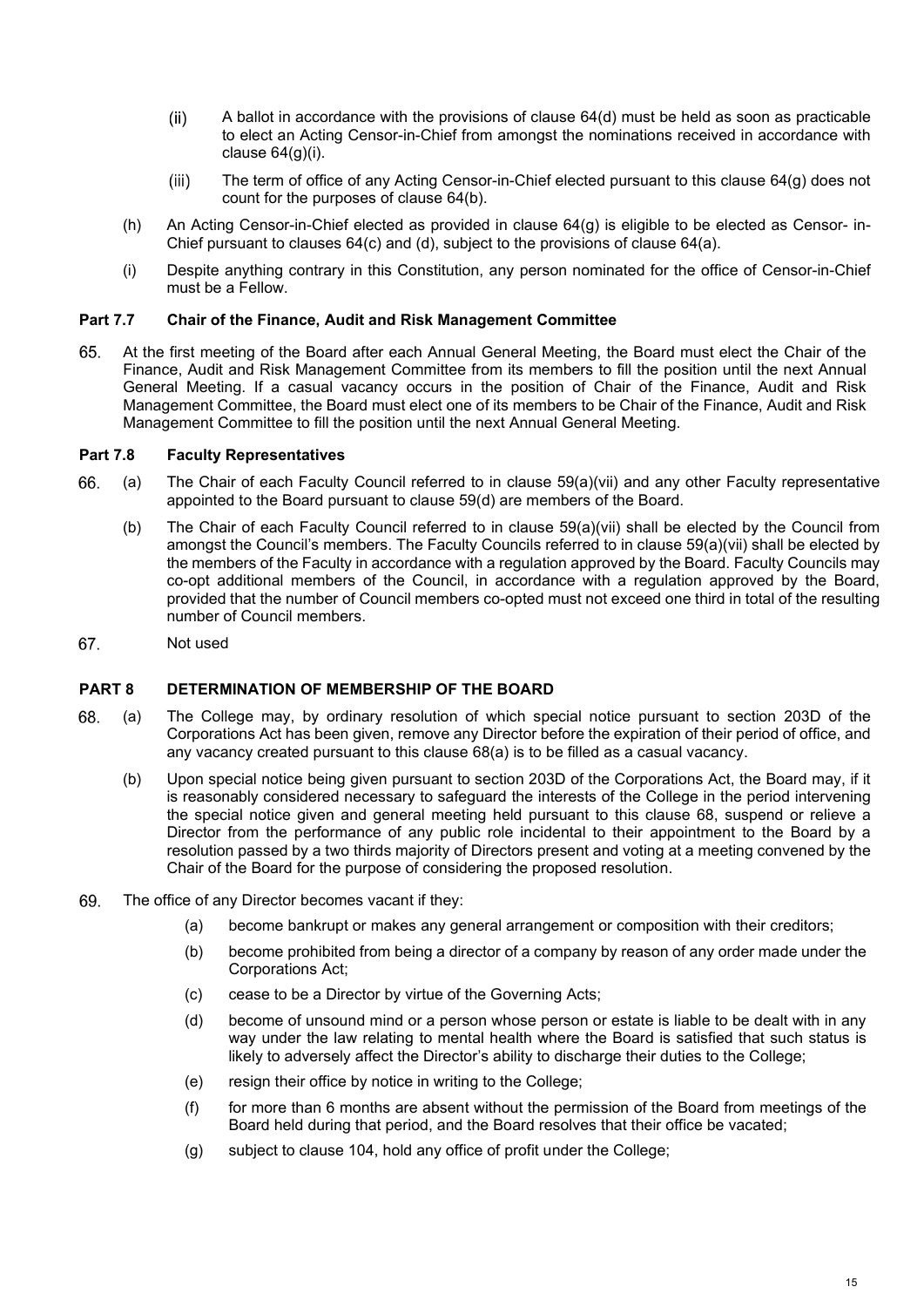(ii) A ballot in accordance with the provisions of clause 64(d) must be held as soon as practicable to elect an Acting Censor-in-Chief from amongst the nominations received in accordance with clause 64(g)(i).

(iii) The term of office of any Acting Censor-in-Chief elected pursuant to this clause 64(g) does not count for the purposes of clause 64(b).

(h) An Acting Censor-in-Chief elected as provided in clause 64(g) is eligible to be elected as Censor- in-Chief pursuant to clauses 64(c) and (d), subject to the provisions of clause 64(a).

(i) Despite anything contrary in this Constitution, any person nominated for the office of Censor-in-Chief must be a Fellow.

### Part 7.7 Chair of the Finance, Audit and Risk Management Committee

65. At the first meeting of the Board after each Annual General Meeting, the Board must elect the Chair of the Finance, Audit and Risk Management Committee from its members to fill the position until the next Annual General Meeting. If a casual vacancy occurs in the position of Chair of the Finance, Audit and Risk Management Committee, the Board must elect one of its members to be Chair of the Finance, Audit and Risk Management Committee to fill the position until the next Annual General Meeting.

### Part 7.8 Faculty Representatives

66. (a) The Chair of each Faculty Council referred to in clause 59(a)(vii) and any other Faculty representative appointed to the Board pursuant to clause 59(d) are members of the Board.

(b) The Chair of each Faculty Council referred to in clause 59(a)(vii) shall be elected by the Council from amongst the Council's members. The Faculty Councils referred to in clause 59(a)(vii) shall be elected by the members of the Faculty in accordance with a regulation approved by the Board. Faculty Councils may co-opt additional members of the Council, in accordance with a regulation approved by the Board, provided that the number of Council members co-opted must not exceed one third in total of the resulting number of Council members.

67. Not used

## PART 8 DETERMINATION OF MEMBERSHIP OF THE BOARD

68. (a) The College may, by ordinary resolution of which special notice pursuant to section 203D of the Corporations Act has been given, remove any Director before the expiration of their period of office, and any vacancy created pursuant to this clause 68(a) is to be filled as a casual vacancy.

(b) Upon special notice being given pursuant to section 203D of the Corporations Act, the Board may, if it is reasonably considered necessary to safeguard the interests of the College in the period intervening the special notice given and general meeting held pursuant to this clause 68, suspend or relieve a Director from the performance of any public role incidental to their appointment to the Board by a resolution passed by a two thirds majority of Directors present and voting at a meeting convened by the Chair of the Board for the purpose of considering the proposed resolution.

69. The office of any Director becomes vacant if they:

(a) become bankrupt or makes any general arrangement or composition with their creditors;

(b) become prohibited from being a director of a company by reason of any order made under the Corporations Act;

(c) cease to be a Director by virtue of the Governing Acts;

(d) become of unsound mind or a person whose person or estate is liable to be dealt with in any way under the law relating to mental health where the Board is satisfied that such status is likely to adversely affect the Director's ability to discharge their duties to the College;

(e) resign their office by notice in writing to the College;

(f) for more than 6 months are absent without the permission of the Board from meetings of the Board held during that period, and the Board resolves that their office be vacated;

(g) subject to clause 104, hold any office of profit under the College;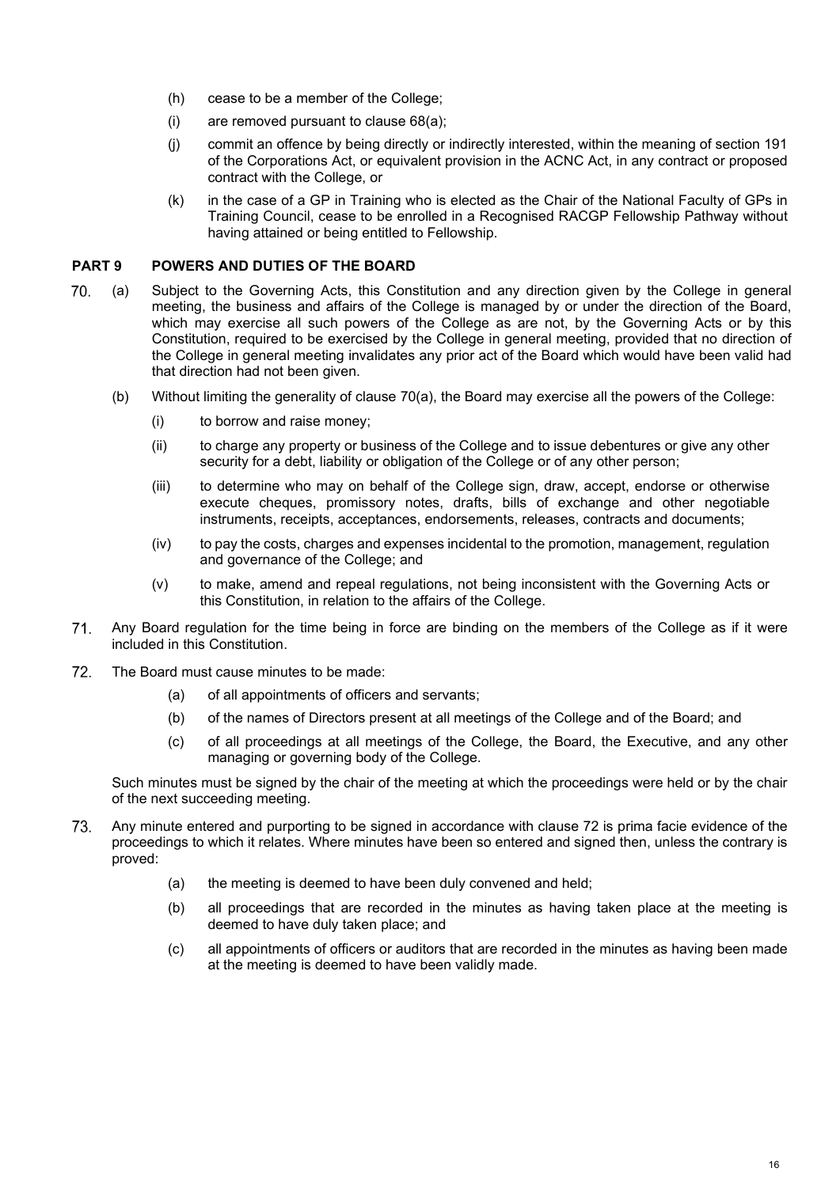(h) cease to be a member of the College;

(i) are removed pursuant to clause 68(a);

(j) commit an offence by being directly or indirectly interested, within the meaning of section 191 of the Corporations Act, or equivalent provision in the ACNC Act, in any contract or proposed contract with the College, or

(k) in the case of a GP in Training who is elected as the Chair of the National Faculty of GPs in Training Council, cease to be enrolled in a Recognised RACGP Fellowship Pathway without having attained or being entitled to Fellowship.

## PART 9 POWERS AND DUTIES OF THE BOARD

70. (a) Subject to the Governing Acts, this Constitution and any direction given by the College in general meeting, the business and affairs of the College is managed by or under the direction of the Board, which may exercise all such powers of the College as are not, by the Governing Acts or by this Constitution, required to be exercised by the College in general meeting, provided that no direction of the College in general meeting invalidates any prior act of the Board which would have been valid had that direction had not been given.

(b) Without limiting the generality of clause 70(a), the Board may exercise all the powers of the College:

(i) to borrow and raise money;

(ii) to charge any property or business of the College and to issue debentures or give any other security for a debt, liability or obligation of the College or of any other person;

(iii) to determine who may on behalf of the College sign, draw, accept, endorse or otherwise execute cheques, promissory notes, drafts, bills of exchange and other negotiable instruments, receipts, acceptances, endorsements, releases, contracts and documents;

(iv) to pay the costs, charges and expenses incidental to the promotion, management, regulation and governance of the College; and

(v) to make, amend and repeal regulations, not being inconsistent with the Governing Acts or this Constitution, in relation to the affairs of the College.

71. Any Board regulation for the time being in force are binding on the members of the College as if it were included in this Constitution.

72. The Board must cause minutes to be made:

(a) of all appointments of officers and servants;

(b) of the names of Directors present at all meetings of the College and of the Board; and

(c) of all proceedings at all meetings of the College, the Board, the Executive, and any other managing or governing body of the College.

Such minutes must be signed by the chair of the meeting at which the proceedings were held or by the chair of the next succeeding meeting.

73. Any minute entered and purporting to be signed in accordance with clause 72 is prima facie evidence of the proceedings to which it relates. Where minutes have been so entered and signed then, unless the contrary is proved:

(a) the meeting is deemed to have been duly convened and held;

(b) all proceedings that are recorded in the minutes as having taken place at the meeting is deemed to have duly taken place; and

(c) all appointments of officers or auditors that are recorded in the minutes as having been made at the meeting is deemed to have been validly made.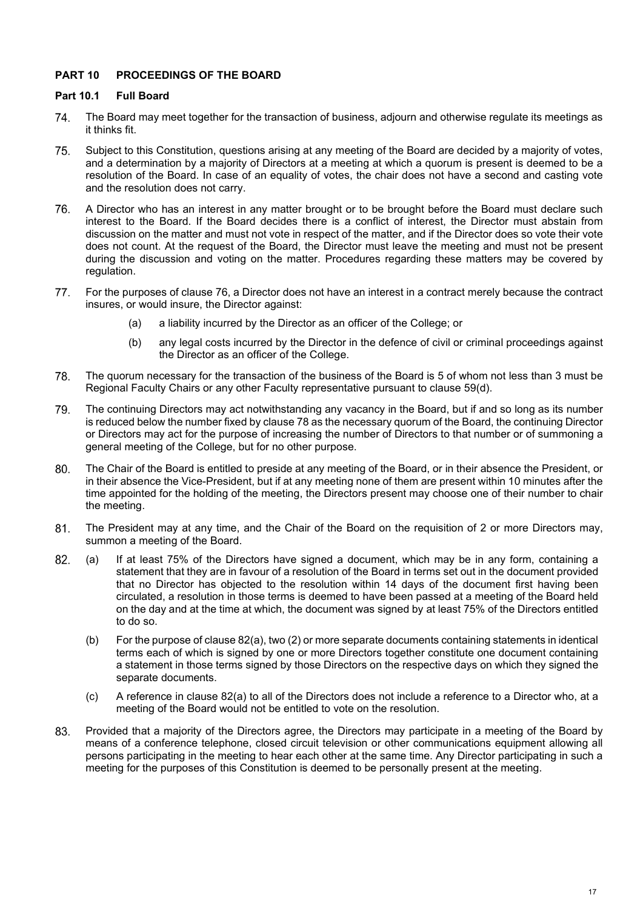## PART 10 PROCEEDINGS OF THE BOARD

### Part 10.1 Full Board

74. The Board may meet together for the transaction of business, adjourn and otherwise regulate its meetings as it thinks fit.

75. Subject to this Constitution, questions arising at any meeting of the Board are decided by a majority of votes, and a determination by a majority of Directors at a meeting at which a quorum is present is deemed to be a resolution of the Board. In case of an equality of votes, the chair does not have a second and casting vote and the resolution does not carry.

76. A Director who has an interest in any matter brought or to be brought before the Board must declare such interest to the Board. If the Board decides there is a conflict of interest, the Director must abstain from discussion on the matter and must not vote in respect of the matter, and if the Director does so vote their vote does not count. At the request of the Board, the Director must leave the meeting and must not be present during the discussion and voting on the matter. Procedures regarding these matters may be covered by regulation.

77. For the purposes of clause 76, a Director does not have an interest in a contract merely because the contract insures, or would insure, the Director against:

    (a) a liability incurred by the Director as an officer of the College; or

    (b) any legal costs incurred by the Director in the defence of civil or criminal proceedings against the Director as an officer of the College.

78. The quorum necessary for the transaction of the business of the Board is 5 of whom not less than 3 must be Regional Faculty Chairs or any other Faculty representative pursuant to clause 59(d).

79. The continuing Directors may act notwithstanding any vacancy in the Board, but if and so long as its number is reduced below the number fixed by clause 78 as the necessary quorum of the Board, the continuing Director or Directors may act for the purpose of increasing the number of Directors to that number or of summoning a general meeting of the College, but for no other purpose.

80. The Chair of the Board is entitled to preside at any meeting of the Board, or in their absence the President, or in their absence the Vice-President, but if at any meeting none of them are present within 10 minutes after the time appointed for the holding of the meeting, the Directors present may choose one of their number to chair the meeting.

81. The President may at any time, and the Chair of the Board on the requisition of 2 or more Directors may, summon a meeting of the Board.

82. (a) If at least 75% of the Directors have signed a document, which may be in any form, containing a statement that they are in favour of a resolution of the Board in terms set out in the document provided that no Director has objected to the resolution within 14 days of the document first having been circulated, a resolution in those terms is deemed to have been passed at a meeting of the Board held on the day and at the time at which, the document was signed by at least 75% of the Directors entitled to do so.

    (b) For the purpose of clause 82(a), two (2) or more separate documents containing statements in identical terms each of which is signed by one or more Directors together constitute one document containing a statement in those terms signed by those Directors on the respective days on which they signed the separate documents.

    (c) A reference in clause 82(a) to all of the Directors does not include a reference to a Director who, at a meeting of the Board would not be entitled to vote on the resolution.

83. Provided that a majority of the Directors agree, the Directors may participate in a meeting of the Board by means of a conference telephone, closed circuit television or other communications equipment allowing all persons participating in the meeting to hear each other at the same time. Any Director participating in such a meeting for the purposes of this Constitution is deemed to be personally present at the meeting.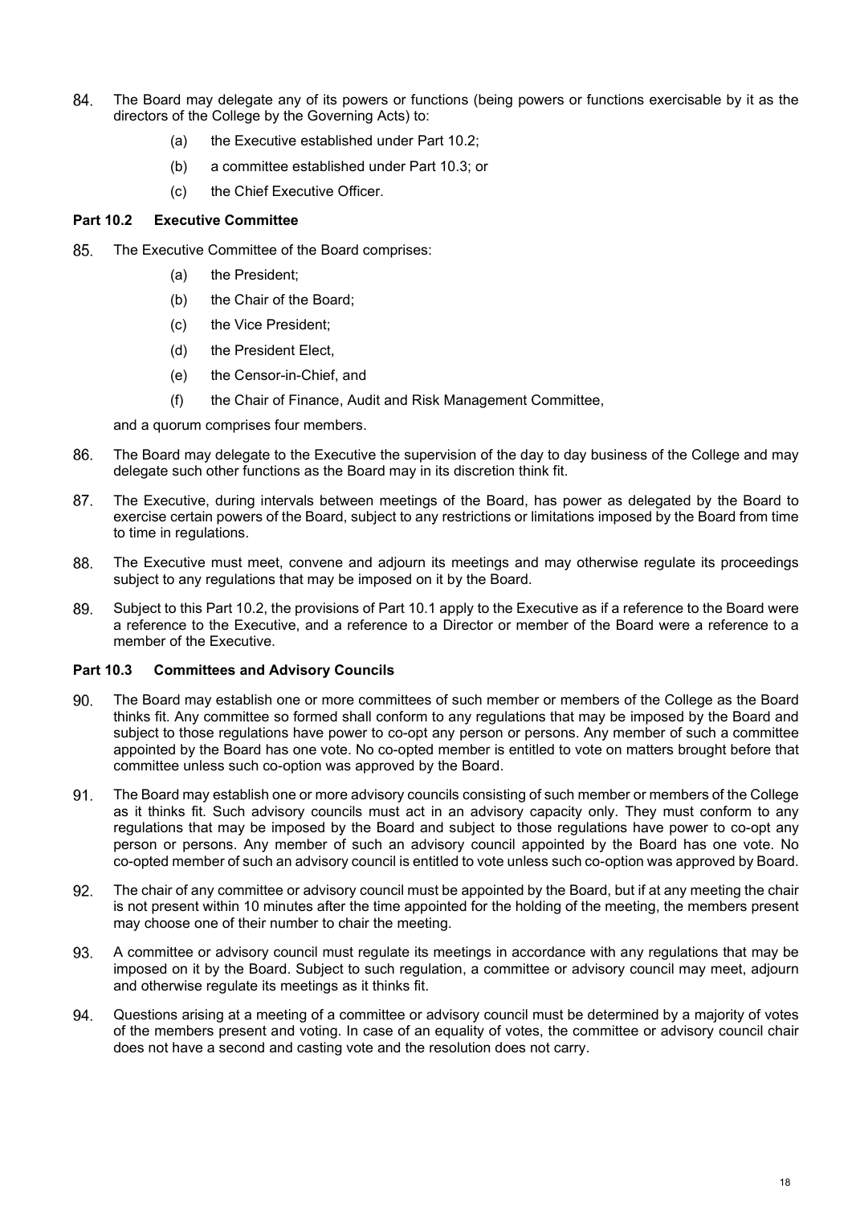84. The Board may delegate any of its powers or functions (being powers or functions exercisable by it as the directors of the College by the Governing Acts) to:

    (a) the Executive established under Part 10.2;

    (b) a committee established under Part 10.3; or

    (c) the Chief Executive Officer.

### Part 10.2 Executive Committee

85. The Executive Committee of the Board comprises:

    (a) the President;

    (b) the Chair of the Board;

    (c) the Vice President;

    (d) the President Elect,

    (e) the Censor-in-Chief, and

    (f) the Chair of Finance, Audit and Risk Management Committee,

    and a quorum comprises four members.

86. The Board may delegate to the Executive the supervision of the day to day business of the College and may delegate such other functions as the Board may in its discretion think fit.

87. The Executive, during intervals between meetings of the Board, has power as delegated by the Board to exercise certain powers of the Board, subject to any restrictions or limitations imposed by the Board from time to time in regulations.

88. The Executive must meet, convene and adjourn its meetings and may otherwise regulate its proceedings subject to any regulations that may be imposed on it by the Board.

89. Subject to this Part 10.2, the provisions of Part 10.1 apply to the Executive as if a reference to the Board were a reference to the Executive, and a reference to a Director or member of the Board were a reference to a member of the Executive.

### Part 10.3 Committees and Advisory Councils

90. The Board may establish one or more committees of such member or members of the College as the Board thinks fit. Any committee so formed shall conform to any regulations that may be imposed by the Board and subject to those regulations have power to co-opt any person or persons. Any member of such a committee appointed by the Board has one vote. No co-opted member is entitled to vote on matters brought before that committee unless such co-option was approved by the Board.

91. The Board may establish one or more advisory councils consisting of such member or members of the College as it thinks fit. Such advisory councils must act in an advisory capacity only. They must conform to any regulations that may be imposed by the Board and subject to those regulations have power to co-opt any person or persons. Any member of such an advisory council appointed by the Board has one vote. No co-opted member of such an advisory council is entitled to vote unless such co-option was approved by Board.

92. The chair of any committee or advisory council must be appointed by the Board, but if at any meeting the chair is not present within 10 minutes after the time appointed for the holding of the meeting, the members present may choose one of their number to chair the meeting.

93. A committee or advisory council must regulate its meetings in accordance with any regulations that may be imposed on it by the Board. Subject to such regulation, a committee or advisory council may meet, adjourn and otherwise regulate its meetings as it thinks fit.

94. Questions arising at a meeting of a committee or advisory council must be determined by a majority of votes of the members present and voting. In case of an equality of votes, the committee or advisory council chair does not have a second and casting vote and the resolution does not carry.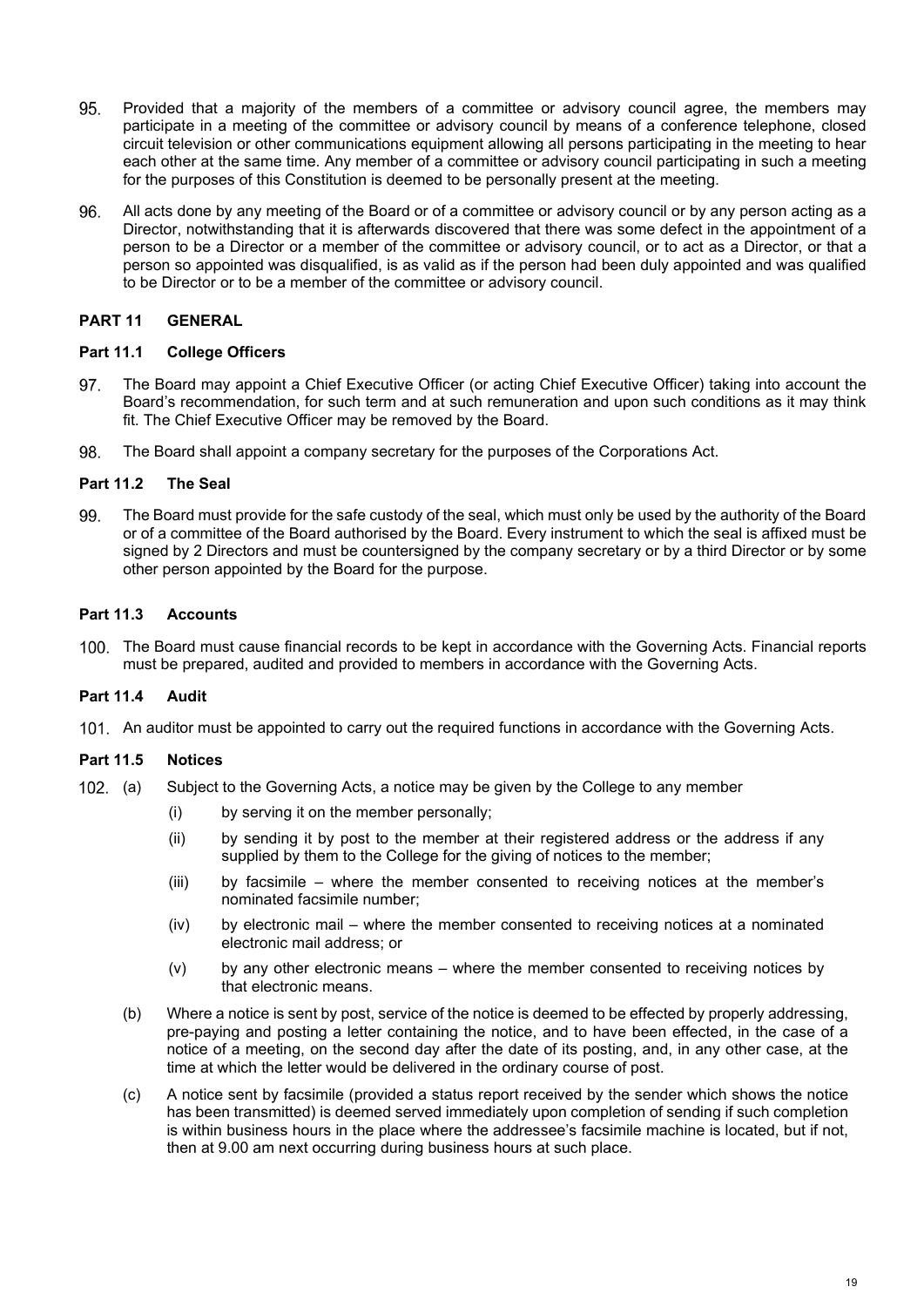95. Provided that a majority of the members of a committee or advisory council agree, the members may participate in a meeting of the committee or advisory council by means of a conference telephone, closed circuit television or other communications equipment allowing all persons participating in the meeting to hear each other at the same time. Any member of a committee or advisory council participating in such a meeting for the purposes of this Constitution is deemed to be personally present at the meeting.

96. All acts done by any meeting of the Board or of a committee or advisory council or by any person acting as a Director, notwithstanding that it is afterwards discovered that there was some defect in the appointment of a person to be a Director or a member of the committee or advisory council, or to act as a Director, or that a person so appointed was disqualified, is as valid as if the person had been duly appointed and was qualified to be Director or to be a member of the committee or advisory council.

## PART 11 GENERAL

### Part 11.1 College Officers

97. The Board may appoint a Chief Executive Officer (or acting Chief Executive Officer) taking into account the Board's recommendation, for such term and at such remuneration and upon such conditions as it may think fit. The Chief Executive Officer may be removed by the Board.

98. The Board shall appoint a company secretary for the purposes of the Corporations Act.

### Part 11.2 The Seal

99. The Board must provide for the safe custody of the seal, which must only be used by the authority of the Board or of a committee of the Board authorised by the Board. Every instrument to which the seal is affixed must be signed by 2 Directors and must be countersigned by the company secretary or by a third Director or by some other person appointed by the Board for the purpose.

### Part 11.3 Accounts

100. The Board must cause financial records to be kept in accordance with the Governing Acts. Financial reports must be prepared, audited and provided to members in accordance with the Governing Acts.

### Part 11.4 Audit

101. An auditor must be appointed to carry out the required functions in accordance with the Governing Acts.

### Part 11.5 Notices

102. (a) Subject to the Governing Acts, a notice may be given by the College to any member

   (i) by serving it on the member personally;

   (ii) by sending it by post to the member at their registered address or the address if any supplied by them to the College for the giving of notices to the member;

   (iii) by facsimile – where the member consented to receiving notices at the member's nominated facsimile number;

   (iv) by electronic mail – where the member consented to receiving notices at a nominated electronic mail address; or

   (v) by any other electronic means – where the member consented to receiving notices by that electronic means.

(b) Where a notice is sent by post, service of the notice is deemed to be effected by properly addressing, pre-paying and posting a letter containing the notice, and to have been effected, in the case of a notice of a meeting, on the second day after the date of its posting, and, in any other case, at the time at which the letter would be delivered in the ordinary course of post.

(c) A notice sent by facsimile (provided a status report received by the sender which shows the notice has been transmitted) is deemed served immediately upon completion of sending if such completion is within business hours in the place where the addressee's facsimile machine is located, but if not, then at 9.00 am next occurring during business hours at such place.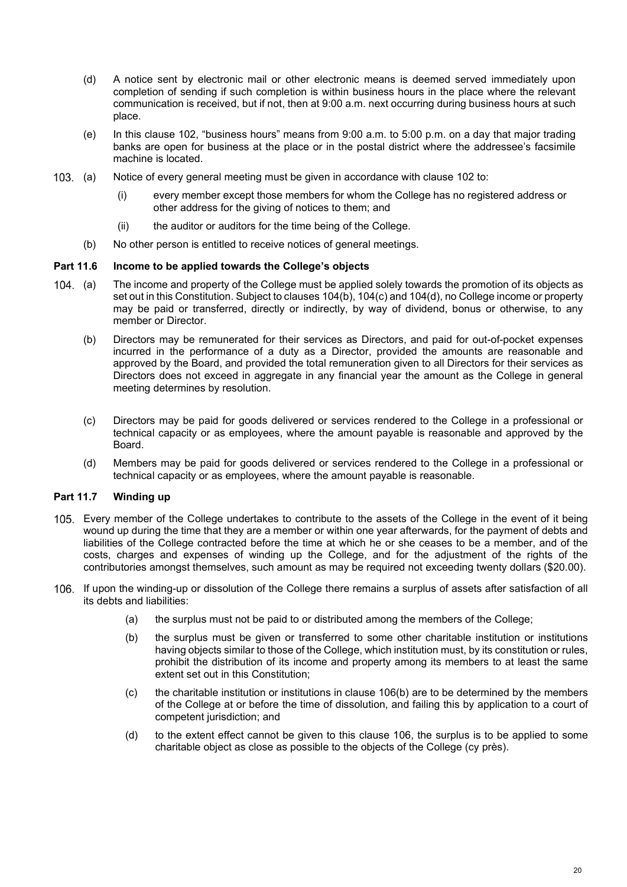(d) A notice sent by electronic mail or other electronic means is deemed served immediately upon completion of sending if such completion is within business hours in the place where the relevant communication is received, but if not, then at 9:00 a.m. next occurring during business hours at such place.

(e) In this clause 102, "business hours" means from 9:00 a.m. to 5:00 p.m. on a day that major trading banks are open for business at the place or in the postal district where the addressee's facsimile machine is located.

103. (a) Notice of every general meeting must be given in accordance with clause 102 to:

  (i) every member except those members for whom the College has no registered address or other address for the giving of notices to them; and

  (ii) the auditor or auditors for the time being of the College.

(b) No other person is entitled to receive notices of general meetings.

### Part 11.6 Income to be applied towards the College's objects

104. (a) The income and property of the College must be applied solely towards the promotion of its objects as set out in this Constitution. Subject to clauses 104(b), 104(c) and 104(d), no College income or property may be paid or transferred, directly or indirectly, by way of dividend, bonus or otherwise, to any member or Director.

(b) Directors may be remunerated for their services as Directors, and paid for out-of-pocket expenses incurred in the performance of a duty as a Director, provided the amounts are reasonable and approved by the Board, and provided the total remuneration given to all Directors for their services as Directors does not exceed in aggregate in any financial year the amount as the College in general meeting determines by resolution.

(c) Directors may be paid for goods delivered or services rendered to the College in a professional or technical capacity or as employees, where the amount payable is reasonable and approved by the Board.

(d) Members may be paid for goods delivered or services rendered to the College in a professional or technical capacity or as employees, where the amount payable is reasonable.

### Part 11.7 Winding up

105. Every member of the College undertakes to contribute to the assets of the College in the event of it being wound up during the time that they are a member or within one year afterwards, for the payment of debts and liabilities of the College contracted before the time at which he or she ceases to be a member, and of the costs, charges and expenses of winding up the College, and for the adjustment of the rights of the contributories amongst themselves, such amount as may be required not exceeding twenty dollars ($20.00).

106. If upon the winding-up or dissolution of the College there remains a surplus of assets after satisfaction of all its debts and liabilities:

  (a) the surplus must not be paid to or distributed among the members of the College;

  (b) the surplus must be given or transferred to some other charitable institution or institutions having objects similar to those of the College, which institution must, by its constitution or rules, prohibit the distribution of its income and property among its members to at least the same extent set out in this Constitution;

  (c) the charitable institution or institutions in clause 106(b) are to be determined by the members of the College at or before the time of dissolution, and failing this by application to a court of competent jurisdiction; and

  (d) to the extent effect cannot be given to this clause 106, the surplus is to be applied to some charitable object as close as possible to the objects of the College (cy près).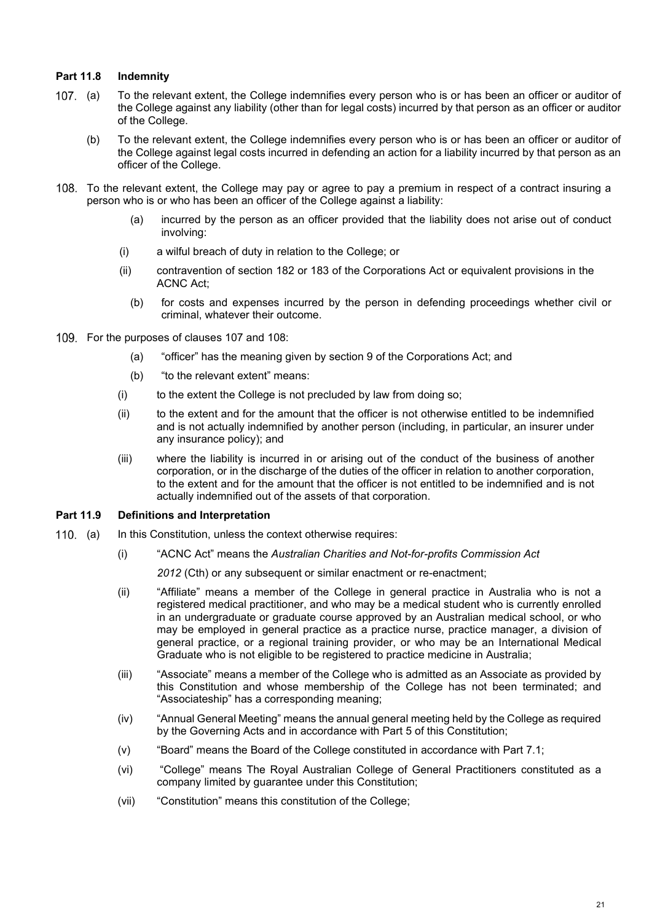**Part 11.8 Indemnity**

107. (a) To the relevant extent, the College indemnifies every person who is or has been an officer or auditor of the College against any liability (other than for legal costs) incurred by that person as an officer or auditor of the College.

(b) To the relevant extent, the College indemnifies every person who is or has been an officer or auditor of the College against legal costs incurred in defending an action for a liability incurred by that person as an officer of the College.

108. To the relevant extent, the College may pay or agree to pay a premium in respect of a contract insuring a person who is or who has been an officer of the College against a liability:

(a) incurred by the person as an officer provided that the liability does not arise out of conduct involving:

(i) a wilful breach of duty in relation to the College; or

(ii) contravention of section 182 or 183 of the Corporations Act or equivalent provisions in the ACNC Act;

(b) for costs and expenses incurred by the person in defending proceedings whether civil or criminal, whatever their outcome.

109. For the purposes of clauses 107 and 108:

(a) "officer" has the meaning given by section 9 of the Corporations Act; and

(b) "to the relevant extent" means:

(i) to the extent the College is not precluded by law from doing so;

(ii) to the extent and for the amount that the officer is not otherwise entitled to be indemnified and is not actually indemnified by another person (including, in particular, an insurer under any insurance policy); and

(iii) where the liability is incurred in or arising out of the conduct of the business of another corporation, or in the discharge of the duties of the officer in relation to another corporation, to the extent and for the amount that the officer is not entitled to be indemnified and is not actually indemnified out of the assets of that corporation.

**Part 11.9 Definitions and Interpretation**

110. (a) In this Constitution, unless the context otherwise requires:

(i) "ACNC Act" means the *Australian Charities and Not-for-profits Commission Act 2012* (Cth) or any subsequent or similar enactment or re-enactment;

(ii) "Affiliate" means a member of the College in general practice in Australia who is not a registered medical practitioner, and who may be a medical student who is currently enrolled in an undergraduate or graduate course approved by an Australian medical school, or who may be employed in general practice as a practice nurse, practice manager, a division of general practice, or a regional training provider, or who may be an International Medical Graduate who is not eligible to be registered to practice medicine in Australia;

(iii) "Associate" means a member of the College who is admitted as an Associate as provided by this Constitution and whose membership of the College has not been terminated; and "Associateship" has a corresponding meaning;

(iv) "Annual General Meeting" means the annual general meeting held by the College as required by the Governing Acts and in accordance with Part 5 of this Constitution;

(v) "Board" means the Board of the College constituted in accordance with Part 7.1;

(vi) "College" means The Royal Australian College of General Practitioners constituted as a company limited by guarantee under this Constitution;

(vii) "Constitution" means this constitution of the College;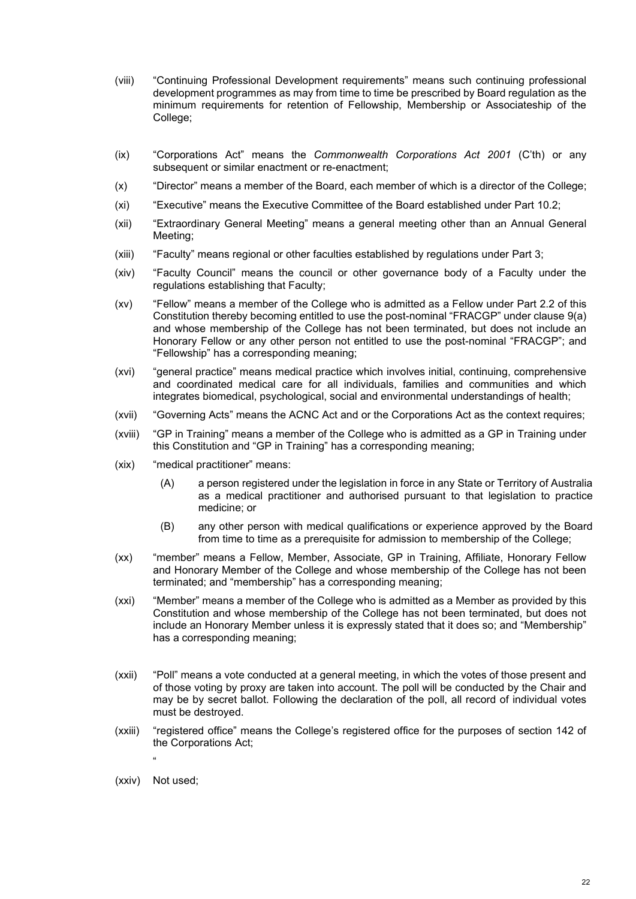(viii) "Continuing Professional Development requirements" means such continuing professional development programmes as may from time to time be prescribed by Board regulation as the minimum requirements for retention of Fellowship, Membership or Associateship of the College;

(ix) "Corporations Act" means the *Commonwealth Corporations Act 2001* (C'th) or any subsequent or similar enactment or re-enactment;

(x) "Director" means a member of the Board, each member of which is a director of the College;

(xi) "Executive" means the Executive Committee of the Board established under Part 10.2;

(xii) "Extraordinary General Meeting" means a general meeting other than an Annual General Meeting;

(xiii) "Faculty" means regional or other faculties established by regulations under Part 3;

(xiv) "Faculty Council" means the council or other governance body of a Faculty under the regulations establishing that Faculty;

(xv) "Fellow" means a member of the College who is admitted as a Fellow under Part 2.2 of this Constitution thereby becoming entitled to use the post-nominal "FRACGP" under clause 9(a) and whose membership of the College has not been terminated, but does not include an Honorary Fellow or any other person not entitled to use the post-nominal "FRACGP"; and "Fellowship" has a corresponding meaning;

(xvi) "general practice" means medical practice which involves initial, continuing, comprehensive and coordinated medical care for all individuals, families and communities and which integrates biomedical, psychological, social and environmental understandings of health;

(xvii) "Governing Acts" means the ACNC Act and or the Corporations Act as the context requires;

(xviii) "GP in Training" means a member of the College who is admitted as a GP in Training under this Constitution and "GP in Training" has a corresponding meaning;

(xix) "medical practitioner" means:

   (A) a person registered under the legislation in force in any State or Territory of Australia as a medical practitioner and authorised pursuant to that legislation to practice medicine; or

   (B) any other person with medical qualifications or experience approved by the Board from time to time as a prerequisite for admission to membership of the College;

(xx) "member" means a Fellow, Member, Associate, GP in Training, Affiliate, Honorary Fellow and Honorary Member of the College and whose membership of the College has not been terminated; and "membership" has a corresponding meaning;

(xxi) "Member" means a member of the College who is admitted as a Member as provided by this Constitution and whose membership of the College has not been terminated, but does not include an Honorary Member unless it is expressly stated that it does so; and "Membership" has a corresponding meaning;

(xxii) "Poll" means a vote conducted at a general meeting, in which the votes of those present and of those voting by proxy are taken into account. The poll will be conducted by the Chair and may be by secret ballot. Following the declaration of the poll, all record of individual votes must be destroyed.

(xxiii) "registered office" means the College's registered office for the purposes of section 142 of the Corporations Act;

"

(xxiv) Not used;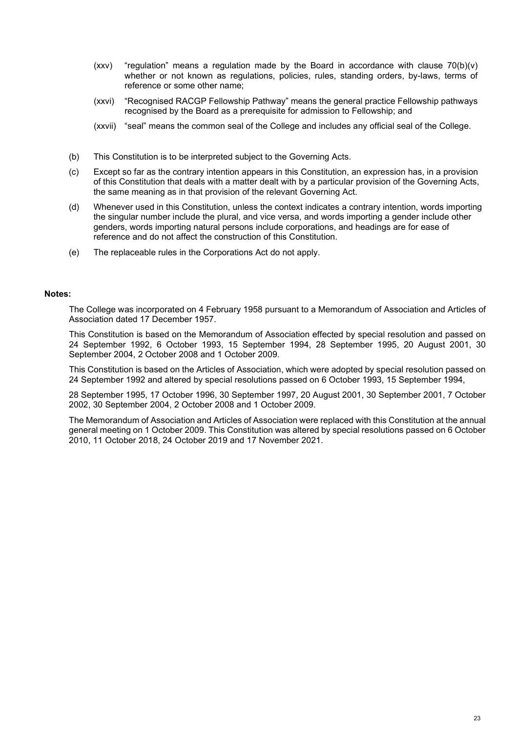(xxv) "regulation" means a regulation made by the Board in accordance with clause 70(b)(v) whether or not known as regulations, policies, rules, standing orders, by-laws, terms of reference or some other name;

(xxvi) "Recognised RACGP Fellowship Pathway" means the general practice Fellowship pathways recognised by the Board as a prerequisite for admission to Fellowship; and

(xxvii) "seal" means the common seal of the College and includes any official seal of the College.

(b) This Constitution is to be interpreted subject to the Governing Acts.

(c) Except so far as the contrary intention appears in this Constitution, an expression has, in a provision of this Constitution that deals with a matter dealt with by a particular provision of the Governing Acts, the same meaning as in that provision of the relevant Governing Act.

(d) Whenever used in this Constitution, unless the context indicates a contrary intention, words importing the singular number include the plural, and vice versa, and words importing a gender include other genders, words importing natural persons include corporations, and headings are for ease of reference and do not affect the construction of this Constitution.

(e) The replaceable rules in the Corporations Act do not apply.

**Notes:**

The College was incorporated on 4 February 1958 pursuant to a Memorandum of Association and Articles of Association dated 17 December 1957.

This Constitution is based on the Memorandum of Association effected by special resolution and passed on 24 September 1992, 6 October 1993, 15 September 1994, 28 September 1995, 20 August 2001, 30 September 2004, 2 October 2008 and 1 October 2009.

This Constitution is based on the Articles of Association, which were adopted by special resolution passed on 24 September 1992 and altered by special resolutions passed on 6 October 1993, 15 September 1994, 28 September 1995, 17 October 1996, 30 September 1997, 20 August 2001, 30 September 2001, 7 October 2002, 30 September 2004, 2 October 2008 and 1 October 2009.

The Memorandum of Association and Articles of Association were replaced with this Constitution at the annual general meeting on 1 October 2009. This Constitution was altered by special resolutions passed on 6 October 2010, 11 October 2018, 24 October 2019 and 17 November 2021.